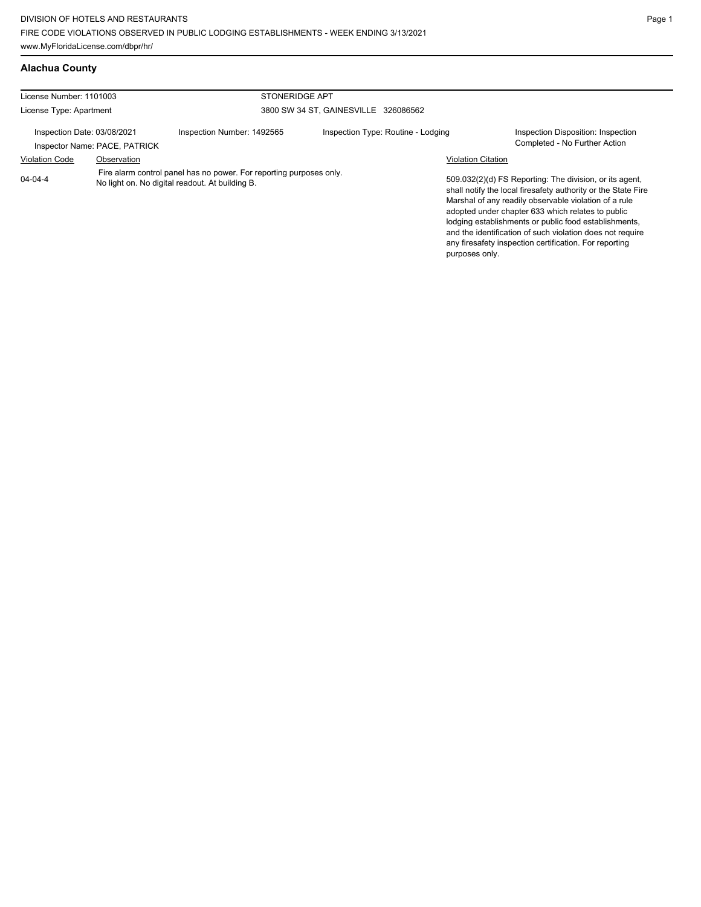DIVISION OF HOTELS AND RESTAURANTS
FIRE CODE VIOLATIONS OBSERVED IN PUBLIC LODGING ESTABLISHMENTS - WEEK ENDING 3/13/2021
www.MyFloridaLicense.com/dbpr/hr/

## Alachua County

License Number: 1101003 | STONERIDGE APT
License Type: Apartment | 3800 SW 34 ST, GAINESVILLE 326086562

Inspection Date: 03/08/2021 | Inspection Number: 1492565 | Inspection Type: Routine - Lodging | Inspection Disposition: Inspection Completed - No Further Action
Inspector Name: PACE, PATRICK

| Violation Code | Observation | Violation Citation |
|---|---|---|
| 04-04-4 | Fire alarm control panel has no power. For reporting purposes only. No light on. No digital readout. At building B. | 509.032(2)(d) FS Reporting: The division, or its agent, shall notify the local firesafety authority or the State Fire Marshal of any readily observable violation of a rule adopted under chapter 633 which relates to public lodging establishments or public food establishments, and the identification of such violation does not require any firesafety inspection certification. For reporting purposes only. |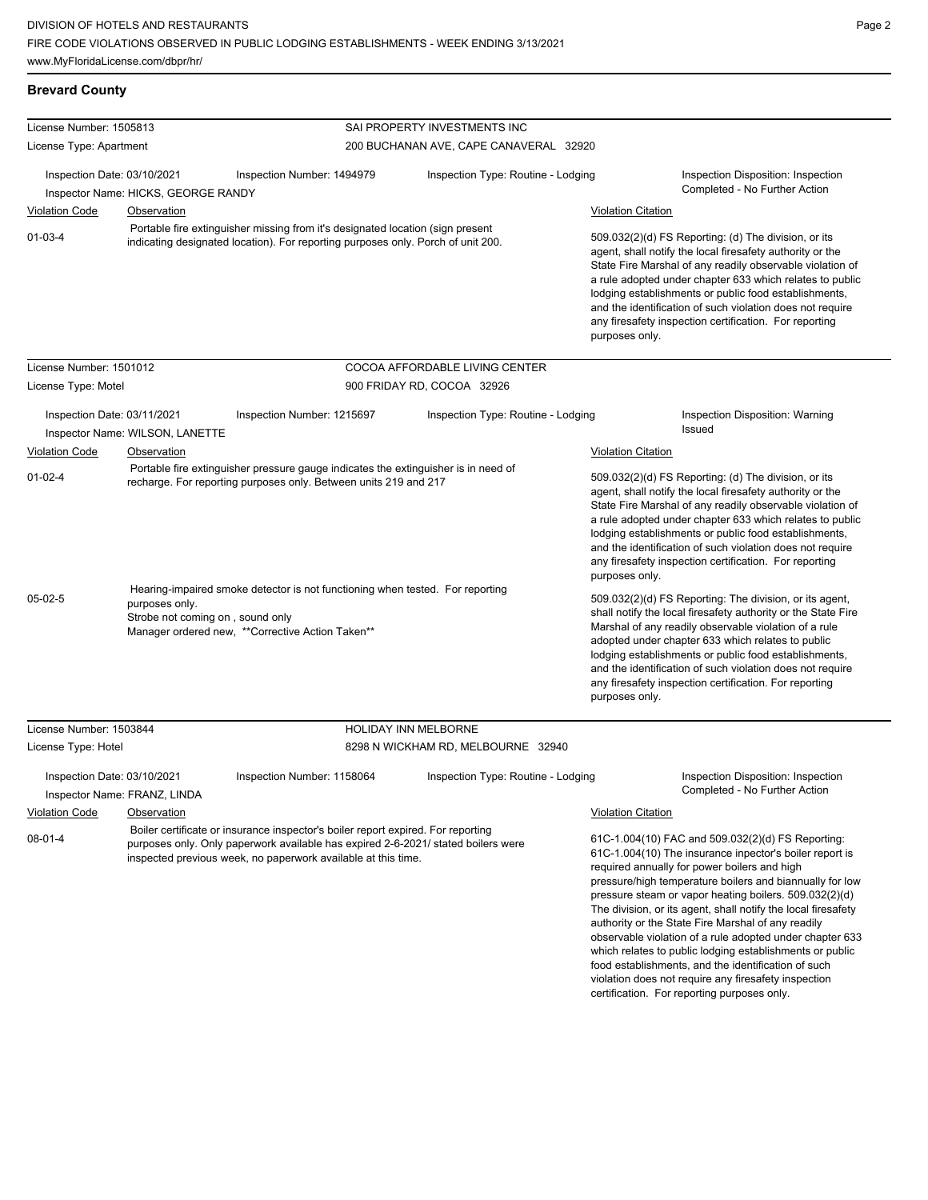## Brevard County

**License Number:** 1505813
**License Type:** Apartment

SAI PROPERTY INVESTMENTS INC
200 BUCHANAN AVE, CAPE CANAVERAL 32920

**Inspection Date:** 03/10/2021
**Inspection Number:** 1494979
**Inspection Type:** Routine - Lodging
**Inspection Disposition:** Inspection Completed - No Further Action
**Inspector Name:** HICKS, GEORGE RANDY

| Violation Code | Observation | Violation Citation |
|---|---|---|
| 01-03-4 | Portable fire extinguisher missing from it's designated location (sign present indicating designated location). For reporting purposes only. Porch of unit 200. | 509.032(2)(d) FS Reporting: (d) The division, or its agent, shall notify the local firesafety authority or the State Fire Marshal of any readily observable violation of a rule adopted under chapter 633 which relates to public lodging establishments or public food establishments, and the identification of such violation does not require any firesafety inspection certification. For reporting purposes only. |

**License Number:** 1501012
**License Type:** Motel

COCOA AFFORDABLE LIVING CENTER
900 FRIDAY RD, COCOA 32926

**Inspection Date:** 03/11/2021
**Inspection Number:** 1215697
**Inspection Type:** Routine - Lodging
**Inspection Disposition:** Warning Issued
**Inspector Name:** WILSON, LANETTE

| Violation Code | Observation | Violation Citation |
|---|---|---|
| 01-02-4 | Portable fire extinguisher pressure gauge indicates the extinguisher is in need of recharge. For reporting purposes only. Between units 219 and 217 | 509.032(2)(d) FS Reporting: (d) The division, or its agent, shall notify the local firesafety authority or the State Fire Marshal of any readily observable violation of a rule adopted under chapter 633 which relates to public lodging establishments or public food establishments, and the identification of such violation does not require any firesafety inspection certification. For reporting purposes only. |
| 05-02-5 | Hearing-impaired smoke detector is not functioning when tested. For reporting purposes only. Strobe not coming on , sound only Manager ordered new, **Corrective Action Taken** | 509.032(2)(d) FS Reporting: The division, or its agent, shall notify the local firesafety authority or the State Fire Marshal of any readily observable violation of a rule adopted under chapter 633 which relates to public lodging establishments or public food establishments, and the identification of such violation does not require any firesafety inspection certification. For reporting purposes only. |

**License Number:** 1503844
**License Type:** Hotel

HOLIDAY INN MELBORNE
8298 N WICKHAM RD, MELBOURNE 32940

**Inspection Date:** 03/10/2021
**Inspection Number:** 1158064
**Inspection Type:** Routine - Lodging
**Inspection Disposition:** Inspection Completed - No Further Action
**Inspector Name:** FRANZ, LINDA

| Violation Code | Observation | Violation Citation |
|---|---|---|
| 08-01-4 | Boiler certificate or insurance inspector's boiler report expired. For reporting purposes only. Only paperwork available has expired 2-6-2021/ stated boilers were inspected previous week, no paperwork available at this time. | 61C-1.004(10) FAC and 509.032(2)(d) FS Reporting: 61C-1.004(10) The insurance inpector's boiler report is required annually for power boilers and high pressure/high temperature boilers and biannually for low pressure steam or vapor heating boilers. 509.032(2)(d) The division, or its agent, shall notify the local firesafety authority or the State Fire Marshal of any readily observable violation of a rule adopted under chapter 633 which relates to public lodging establishments or public food establishments, and the identification of such violation does not require any firesafety inspection certification. For reporting purposes only. |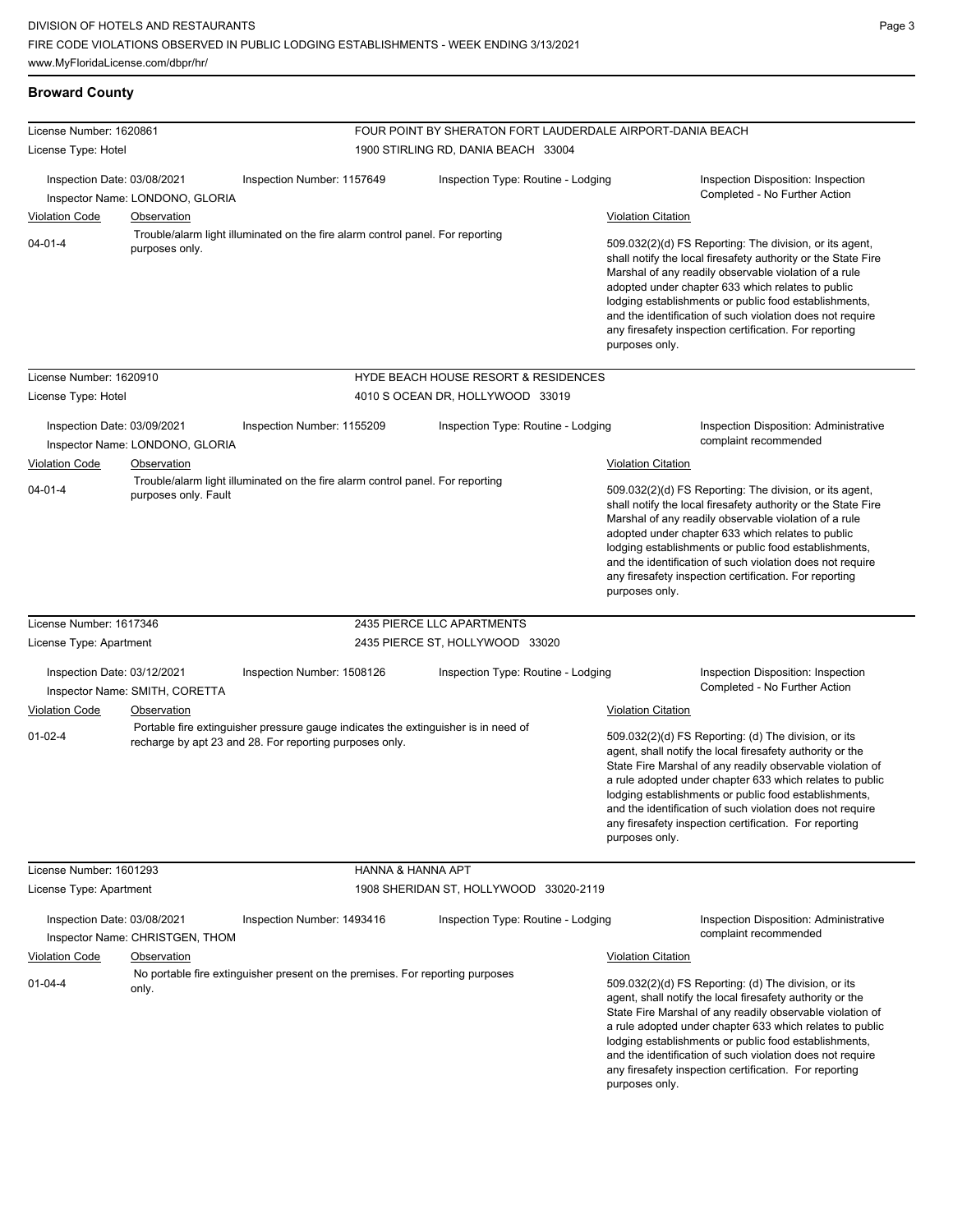## Broward County

**License Number:** 1620861
**License Type:** Hotel
**FOUR POINT BY SHERATON FORT LAUDERDALE AIRPORT-DANIA BEACH**
1900 STIRLING RD, DANIA BEACH 33004

Inspection Date: 03/08/2021
Inspector Name: LONDONO, GLORIA
Inspection Number: 1157649
Inspection Type: Routine - Lodging
Inspection Disposition: Inspection Completed - No Further Action

| Violation Code | Observation | Violation Citation |
|---|---|---|
| 04-01-4 | Trouble/alarm light illuminated on the fire alarm control panel. For reporting purposes only. | 509.032(2)(d) FS Reporting: The division, or its agent, shall notify the local firesafety authority or the State Fire Marshal of any readily observable violation of a rule adopted under chapter 633 which relates to public lodging establishments or public food establishments, and the identification of such violation does not require any firesafety inspection certification. For reporting purposes only. |

**License Number:** 1620910
**License Type:** Hotel
**HYDE BEACH HOUSE RESORT & RESIDENCES**
4010 S OCEAN DR, HOLLYWOOD 33019

Inspection Date: 03/09/2021
Inspector Name: LONDONO, GLORIA
Inspection Number: 1155209
Inspection Type: Routine - Lodging
Inspection Disposition: Administrative complaint recommended

| Violation Code | Observation | Violation Citation |
|---|---|---|
| 04-01-4 | Trouble/alarm light illuminated on the fire alarm control panel. For reporting purposes only. Fault | 509.032(2)(d) FS Reporting: The division, or its agent, shall notify the local firesafety authority or the State Fire Marshal of any readily observable violation of a rule adopted under chapter 633 which relates to public lodging establishments or public food establishments, and the identification of such violation does not require any firesafety inspection certification. For reporting purposes only. |

**License Number:** 1617346
**License Type:** Apartment
**2435 PIERCE LLC APARTMENTS**
2435 PIERCE ST, HOLLYWOOD 33020

Inspection Date: 03/12/2021
Inspector Name: SMITH, CORETTA
Inspection Number: 1508126
Inspection Type: Routine - Lodging
Inspection Disposition: Inspection Completed - No Further Action

| Violation Code | Observation | Violation Citation |
|---|---|---|
| 01-02-4 | Portable fire extinguisher pressure gauge indicates the extinguisher is in need of recharge by apt 23 and 28. For reporting purposes only. | 509.032(2)(d) FS Reporting: (d) The division, or its agent, shall notify the local firesafety authority or the State Fire Marshal of any readily observable violation of a rule adopted under chapter 633 which relates to public lodging establishments or public food establishments, and the identification of such violation does not require any firesafety inspection certification. For reporting purposes only. |

**License Number:** 1601293
**License Type:** Apartment
**HANNA & HANNA APT**
1908 SHERIDAN ST, HOLLYWOOD 33020-2119

Inspection Date: 03/08/2021
Inspector Name: CHRISTGEN, THOM
Inspection Number: 1493416
Inspection Type: Routine - Lodging
Inspection Disposition: Administrative complaint recommended

| Violation Code | Observation | Violation Citation |
|---|---|---|
| 01-04-4 | No portable fire extinguisher present on the premises. For reporting purposes only. | 509.032(2)(d) FS Reporting: (d) The division, or its agent, shall notify the local firesafety authority or the State Fire Marshal of any readily observable violation of a rule adopted under chapter 633 which relates to public lodging establishments or public food establishments, and the identification of such violation does not require any firesafety inspection certification. For reporting purposes only. |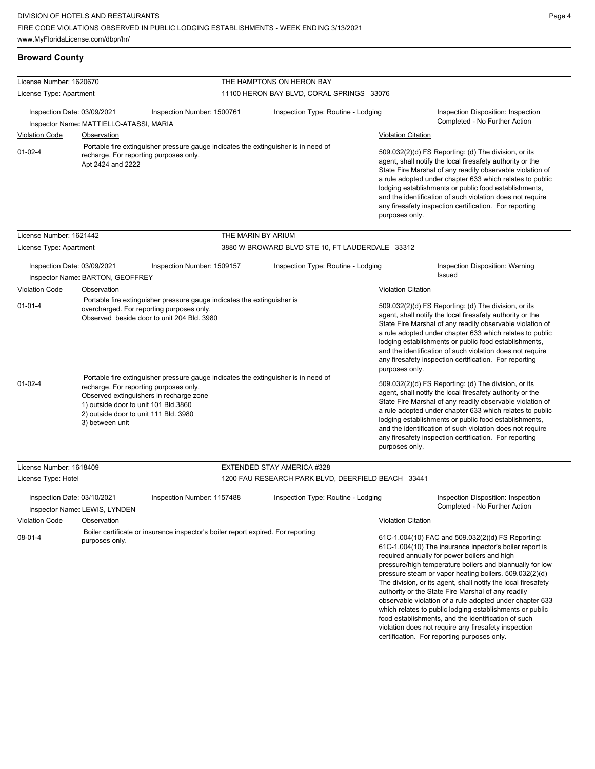## Broward County

**License Number:** 1620670 — **THE HAMPTONS ON HERON BAY**
**License Type:** Apartment — 11100 HERON BAY BLVD, CORAL SPRINGS 33076

Inspection Date: 03/09/2021 | Inspection Number: 1500761 | Inspection Type: Routine - Lodging | Inspection Disposition: Inspection Completed - No Further Action

Inspector Name: MATTIELLO-ATASSI, MARIA

| Violation Code | Observation | Violation Citation |
| --- | --- | --- |
| 01-02-4 | Portable fire extinguisher pressure gauge indicates the extinguisher is in need of recharge. For reporting purposes only. Apt 2424 and 2222 | 509.032(2)(d) FS Reporting: (d) The division, or its agent, shall notify the local firesafety authority or the State Fire Marshal of any readily observable violation of a rule adopted under chapter 633 which relates to public lodging establishments or public food establishments, and the identification of such violation does not require any firesafety inspection certification. For reporting purposes only. |

**License Number:** 1621442 — **THE MARIN BY ARIUM**
**License Type:** Apartment — 3880 W BROWARD BLVD STE 10, FT LAUDERDALE 33312

Inspection Date: 03/09/2021 | Inspection Number: 1509157 | Inspection Type: Routine - Lodging | Inspection Disposition: Warning Issued

Inspector Name: BARTON, GEOFFREY

| Violation Code | Observation | Violation Citation |
| --- | --- | --- |
| 01-01-4 | Portable fire extinguisher pressure gauge indicates the extinguisher is overcharged. For reporting purposes only. Observed beside door to unit 204 Bld. 3980 | 509.032(2)(d) FS Reporting: (d) The division, or its agent, shall notify the local firesafety authority or the State Fire Marshal of any readily observable violation of a rule adopted under chapter 633 which relates to public lodging establishments or public food establishments, and the identification of such violation does not require any firesafety inspection certification. For reporting purposes only. |
| 01-02-4 | Portable fire extinguisher pressure gauge indicates the extinguisher is in need of recharge. For reporting purposes only. Observed extinguishers in recharge zone 1) outside door to unit 101 Bld.3860 2) outside door to unit 111 Bld. 3980 3) between unit | 509.032(2)(d) FS Reporting: (d) The division, or its agent, shall notify the local firesafety authority or the State Fire Marshal of any readily observable violation of a rule adopted under chapter 633 which relates to public lodging establishments or public food establishments, and the identification of such violation does not require any firesafety inspection certification. For reporting purposes only. |

**License Number:** 1618409 — **EXTENDED STAY AMERICA #328**
**License Type:** Hotel — 1200 FAU RESEARCH PARK BLVD, DEERFIELD BEACH 33441

Inspection Date: 03/10/2021 | Inspection Number: 1157488 | Inspection Type: Routine - Lodging | Inspection Disposition: Inspection Completed - No Further Action

Inspector Name: LEWIS, LYNDEN

| Violation Code | Observation | Violation Citation |
| --- | --- | --- |
| 08-01-4 | Boiler certificate or insurance inspector's boiler report expired. For reporting purposes only. | 61C-1.004(10) FAC and 509.032(2)(d) FS Reporting: 61C-1.004(10) The insurance inpector's boiler report is required annually for power boilers and high pressure/high temperature boilers and biannually for low pressure steam or vapor heating boilers. 509.032(2)(d) The division, or its agent, shall notify the local firesafety authority or the State Fire Marshal of any readily observable violation of a rule adopted under chapter 633 which relates to public lodging establishments or public food establishments, and the identification of such violation does not require any firesafety inspection certification. For reporting purposes only. |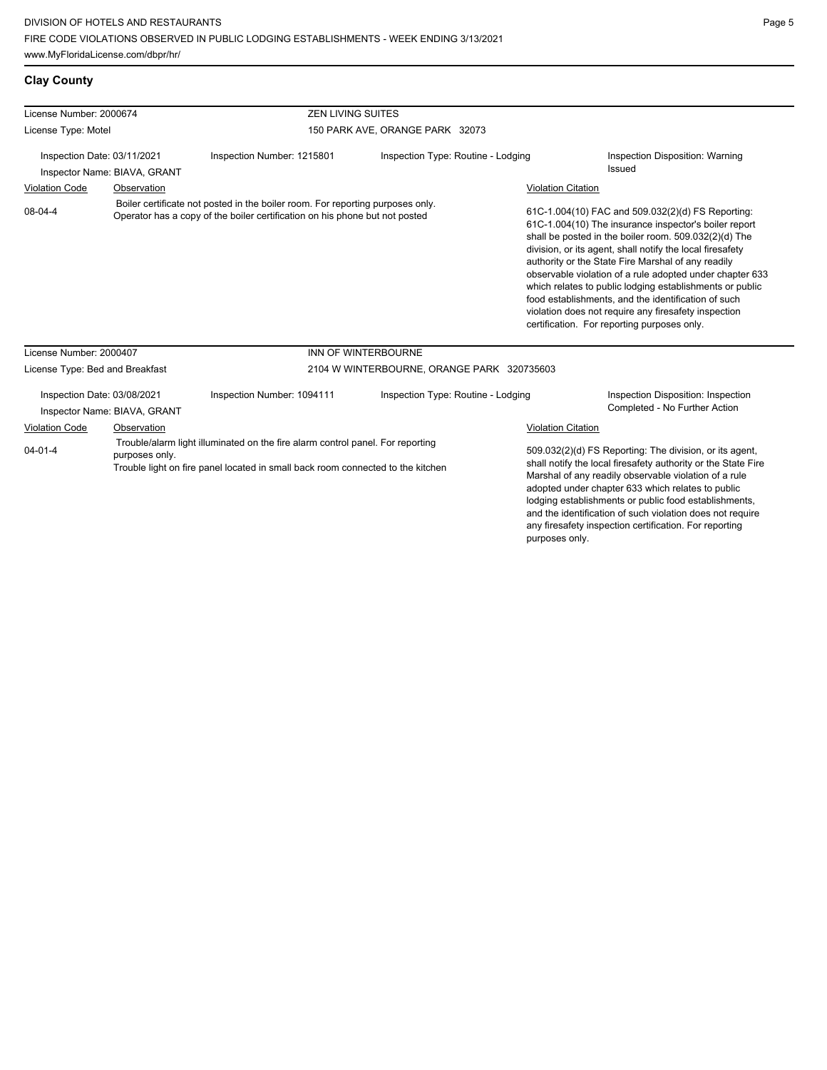## Clay County

**License Number:** 2000674 — **ZEN LIVING SUITES**
**License Type:** Motel — 150 PARK AVE, ORANGE PARK 32073

Inspection Date: 03/11/2021 | Inspection Number: 1215801 | Inspection Type: Routine - Lodging | Inspection Disposition: Warning Issued
Inspector Name: BIAVA, GRANT

| Violation Code | Observation | Violation Citation |
|---|---|---|
| 08-04-4 | Boiler certificate not posted in the boiler room. For reporting purposes only. Operator has a copy of the boiler certification on his phone but not posted | 61C-1.004(10) FAC and 509.032(2)(d) FS Reporting: 61C-1.004(10) The insurance inspector's boiler report shall be posted in the boiler room. 509.032(2)(d) The division, or its agent, shall notify the local firesafety authority or the State Fire Marshal of any readily observable violation of a rule adopted under chapter 633 which relates to public lodging establishments or public food establishments, and the identification of such violation does not require any firesafety inspection certification. For reporting purposes only. |

**License Number:** 2000407 — **INN OF WINTERBOURNE**
**License Type:** Bed and Breakfast — 2104 W WINTERBOURNE, ORANGE PARK 320735603

Inspection Date: 03/08/2021 | Inspection Number: 1094111 | Inspection Type: Routine - Lodging | Inspection Disposition: Inspection Completed - No Further Action
Inspector Name: BIAVA, GRANT

| Violation Code | Observation | Violation Citation |
|---|---|---|
| 04-01-4 | Trouble/alarm light illuminated on the fire alarm control panel. For reporting purposes only. Trouble light on fire panel located in small back room connected to the kitchen | 509.032(2)(d) FS Reporting: The division, or its agent, shall notify the local firesafety authority or the State Fire Marshal of any readily observable violation of a rule adopted under chapter 633 which relates to public lodging establishments or public food establishments, and the identification of such violation does not require any firesafety inspection certification. For reporting purposes only. |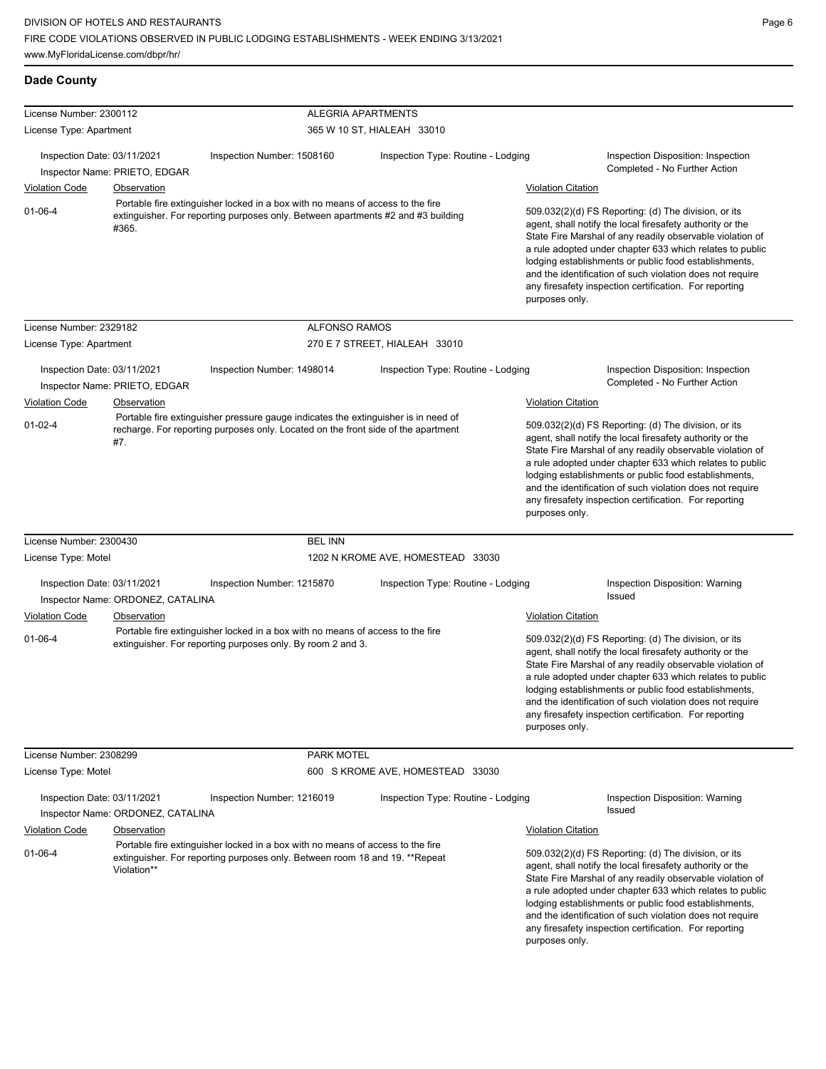## Dade County

**License Number:** 2300112 — **ALEGRIA APARTMENTS**
**License Type:** Apartment — 365 W 10 ST, HIALEAH 33010

Inspection Date: 03/11/2021 | Inspection Number: 1508160 | Inspection Type: Routine - Lodging | Inspection Disposition: Inspection Completed - No Further Action
Inspector Name: PRIETO, EDGAR

| Violation Code | Observation | Violation Citation |
| --- | --- | --- |
| 01-06-4 | Portable fire extinguisher locked in a box with no means of access to the fire extinguisher. For reporting purposes only. Between apartments #2 and #3 building #365. | 509.032(2)(d) FS Reporting: (d) The division, or its agent, shall notify the local firesafety authority or the State Fire Marshal of any readily observable violation of a rule adopted under chapter 633 which relates to public lodging establishments or public food establishments, and the identification of such violation does not require any firesafety inspection certification. For reporting purposes only. |

**License Number:** 2329182 — **ALFONSO RAMOS**
**License Type:** Apartment — 270 E 7 STREET, HIALEAH 33010

Inspection Date: 03/11/2021 | Inspection Number: 1498014 | Inspection Type: Routine - Lodging | Inspection Disposition: Inspection Completed - No Further Action
Inspector Name: PRIETO, EDGAR

| Violation Code | Observation | Violation Citation |
| --- | --- | --- |
| 01-02-4 | Portable fire extinguisher pressure gauge indicates the extinguisher is in need of recharge. For reporting purposes only. Located on the front side of the apartment #7. | 509.032(2)(d) FS Reporting: (d) The division, or its agent, shall notify the local firesafety authority or the State Fire Marshal of any readily observable violation of a rule adopted under chapter 633 which relates to public lodging establishments or public food establishments, and the identification of such violation does not require any firesafety inspection certification. For reporting purposes only. |

**License Number:** 2300430 — **BEL INN**
**License Type:** Motel — 1202 N KROME AVE, HOMESTEAD 33030

Inspection Date: 03/11/2021 | Inspection Number: 1215870 | Inspection Type: Routine - Lodging | Inspection Disposition: Warning Issued
Inspector Name: ORDONEZ, CATALINA

| Violation Code | Observation | Violation Citation |
| --- | --- | --- |
| 01-06-4 | Portable fire extinguisher locked in a box with no means of access to the fire extinguisher. For reporting purposes only. By room 2 and 3. | 509.032(2)(d) FS Reporting: (d) The division, or its agent, shall notify the local firesafety authority or the State Fire Marshal of any readily observable violation of a rule adopted under chapter 633 which relates to public lodging establishments or public food establishments, and the identification of such violation does not require any firesafety inspection certification. For reporting purposes only. |

**License Number:** 2308299 — **PARK MOTEL**
**License Type:** Motel — 600 S KROME AVE, HOMESTEAD 33030

Inspection Date: 03/11/2021 | Inspection Number: 1216019 | Inspection Type: Routine - Lodging | Inspection Disposition: Warning Issued
Inspector Name: ORDONEZ, CATALINA

| Violation Code | Observation | Violation Citation |
| --- | --- | --- |
| 01-06-4 | Portable fire extinguisher locked in a box with no means of access to the fire extinguisher. For reporting purposes only. Between room 18 and 19. **Repeat Violation** | 509.032(2)(d) FS Reporting: (d) The division, or its agent, shall notify the local firesafety authority or the State Fire Marshal of any readily observable violation of a rule adopted under chapter 633 which relates to public lodging establishments or public food establishments, and the identification of such violation does not require any firesafety inspection certification. For reporting purposes only. |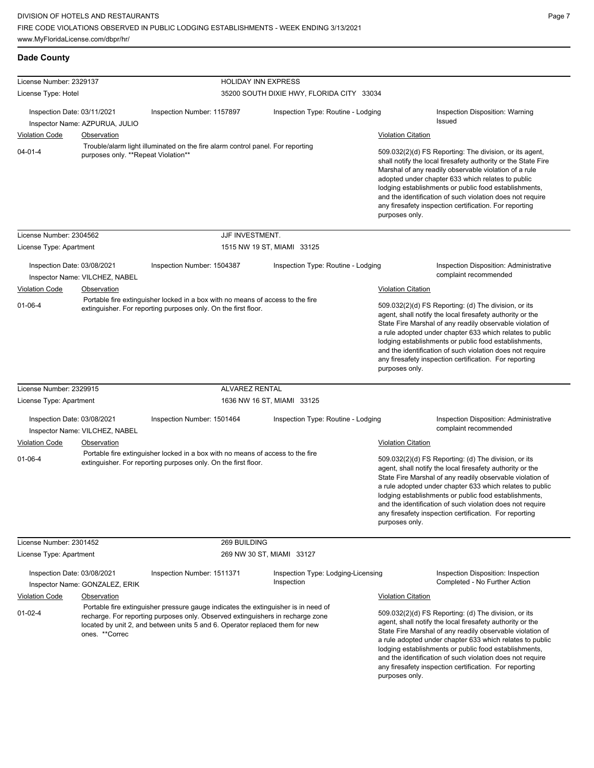## Dade County

**License Number:** 2329137 — **HOLIDAY INN EXPRESS**
**License Type:** Hotel — 35200 SOUTH DIXIE HWY, FLORIDA CITY 33034

Inspection Date: 03/11/2021 | Inspection Number: 1157897 | Inspection Type: Routine - Lodging | Inspection Disposition: Warning Issued
Inspector Name: AZPURUA, JULIO

| Violation Code | Observation | Violation Citation |
|---|---|---|
| 04-01-4 | Trouble/alarm light illuminated on the fire alarm control panel. For reporting purposes only. **Repeat Violation** | 509.032(2)(d) FS Reporting: The division, or its agent, shall notify the local firesafety authority or the State Fire Marshal of any readily observable violation of a rule adopted under chapter 633 which relates to public lodging establishments or public food establishments, and the identification of such violation does not require any firesafety inspection certification. For reporting purposes only. |

**License Number:** 2304562 — **JJF INVESTMENT.**
**License Type:** Apartment — 1515 NW 19 ST, MIAMI 33125

Inspection Date: 03/08/2021 | Inspection Number: 1504387 | Inspection Type: Routine - Lodging | Inspection Disposition: Administrative complaint recommended
Inspector Name: VILCHEZ, NABEL

| Violation Code | Observation | Violation Citation |
|---|---|---|
| 01-06-4 | Portable fire extinguisher locked in a box with no means of access to the fire extinguisher. For reporting purposes only. On the first floor. | 509.032(2)(d) FS Reporting: (d) The division, or its agent, shall notify the local firesafety authority or the State Fire Marshal of any readily observable violation of a rule adopted under chapter 633 which relates to public lodging establishments or public food establishments, and the identification of such violation does not require any firesafety inspection certification. For reporting purposes only. |

**License Number:** 2329915 — **ALVAREZ RENTAL**
**License Type:** Apartment — 1636 NW 16 ST, MIAMI 33125

Inspection Date: 03/08/2021 | Inspection Number: 1501464 | Inspection Type: Routine - Lodging | Inspection Disposition: Administrative complaint recommended
Inspector Name: VILCHEZ, NABEL

| Violation Code | Observation | Violation Citation |
|---|---|---|
| 01-06-4 | Portable fire extinguisher locked in a box with no means of access to the fire extinguisher. For reporting purposes only. On the first floor. | 509.032(2)(d) FS Reporting: (d) The division, or its agent, shall notify the local firesafety authority or the State Fire Marshal of any readily observable violation of a rule adopted under chapter 633 which relates to public lodging establishments or public food establishments, and the identification of such violation does not require any firesafety inspection certification. For reporting purposes only. |

**License Number:** 2301452 — **269 BUILDING**
**License Type:** Apartment — 269 NW 30 ST, MIAMI 33127

Inspection Date: 03/08/2021 | Inspection Number: 1511371 | Inspection Type: Lodging-Licensing Inspection | Inspection Disposition: Inspection Completed - No Further Action
Inspector Name: GONZALEZ, ERIK

| Violation Code | Observation | Violation Citation |
|---|---|---|
| 01-02-4 | Portable fire extinguisher pressure gauge indicates the extinguisher is in need of recharge. For reporting purposes only. Observed extinguishers in recharge zone located by unit 2, and between units 5 and 6. Operator replaced them for new ones. **Correc | 509.032(2)(d) FS Reporting: (d) The division, or its agent, shall notify the local firesafety authority or the State Fire Marshal of any readily observable violation of a rule adopted under chapter 633 which relates to public lodging establishments or public food establishments, and the identification of such violation does not require any firesafety inspection certification. For reporting purposes only. |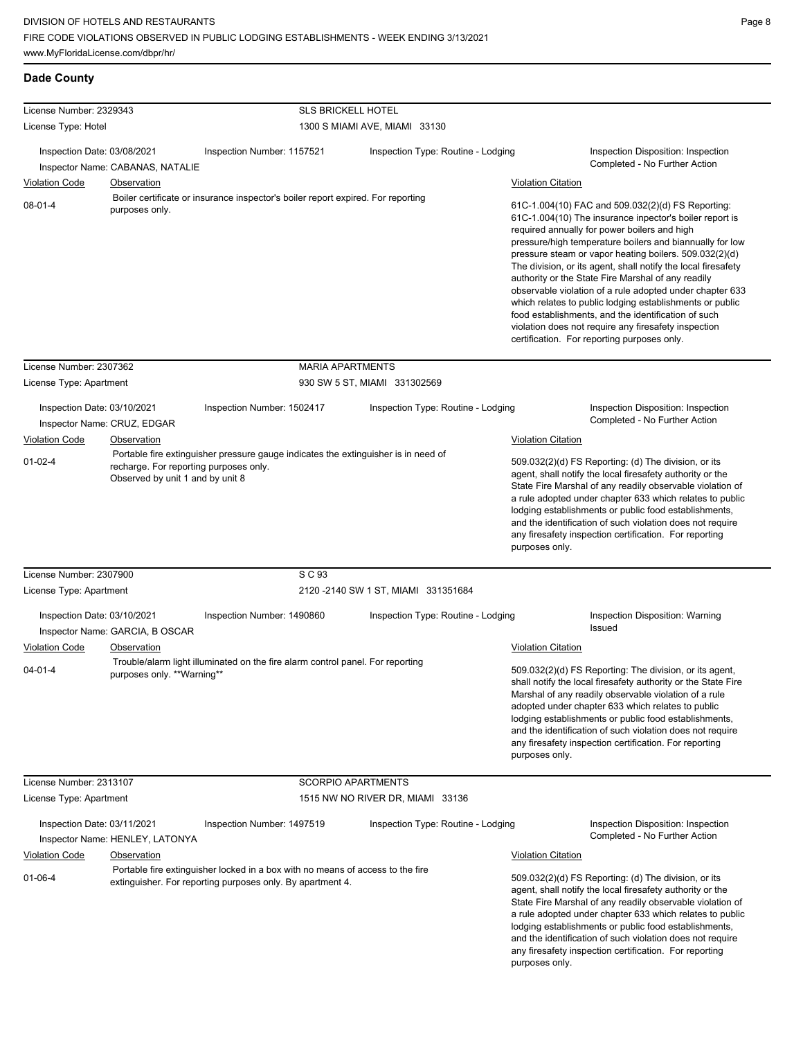DIVISION OF HOTELS AND RESTAURANTS
FIRE CODE VIOLATIONS OBSERVED IN PUBLIC LODGING ESTABLISHMENTS - WEEK ENDING 3/13/2021
www.MyFloridaLicense.com/dbpr/hr/

## Dade County

| License Number: 2329343 | SLS BRICKELL HOTEL |
|---|---|
| License Type: Hotel | 1300 S MIAMI AVE, MIAMI 33130 |

Inspection Date: 03/08/2021 | Inspection Number: 1157521 | Inspection Type: Routine - Lodging | Inspection Disposition: Inspection Completed - No Further Action

Inspector Name: CABANAS, NATALIE

| Violation Code | Observation | Violation Citation |
|---|---|---|
| 08-01-4 | Boiler certificate or insurance inspector's boiler report expired. For reporting purposes only. | 61C-1.004(10) FAC and 509.032(2)(d) FS Reporting: 61C-1.004(10) The insurance inpector's boiler report is required annually for power boilers and high pressure/high temperature boilers and biannually for low pressure steam or vapor heating boilers. 509.032(2)(d) The division, or its agent, shall notify the local firesafety authority or the State Fire Marshal of any readily observable violation of a rule adopted under chapter 633 which relates to public lodging establishments or public food establishments, and the identification of such violation does not require any firesafety inspection certification. For reporting purposes only. |

| License Number: 2307362 | MARIA APARTMENTS |
|---|---|
| License Type: Apartment | 930 SW 5 ST, MIAMI 331302569 |

Inspection Date: 03/10/2021 | Inspection Number: 1502417 | Inspection Type: Routine - Lodging | Inspection Disposition: Inspection Completed - No Further Action

Inspector Name: CRUZ, EDGAR

| Violation Code | Observation | Violation Citation |
|---|---|---|
| 01-02-4 | Portable fire extinguisher pressure gauge indicates the extinguisher is in need of recharge. For reporting purposes only. Observed by unit 1 and by unit 8 | 509.032(2)(d) FS Reporting: (d) The division, or its agent, shall notify the local firesafety authority or the State Fire Marshal of any readily observable violation of a rule adopted under chapter 633 which relates to public lodging establishments or public food establishments, and the identification of such violation does not require any firesafety inspection certification. For reporting purposes only. |

| License Number: 2307900 | S C 93 |
|---|---|
| License Type: Apartment | 2120 -2140 SW 1 ST, MIAMI 331351684 |

Inspection Date: 03/10/2021 | Inspection Number: 1490860 | Inspection Type: Routine - Lodging | Inspection Disposition: Warning Issued

Inspector Name: GARCIA, B OSCAR

| Violation Code | Observation | Violation Citation |
|---|---|---|
| 04-01-4 | Trouble/alarm light illuminated on the fire alarm control panel. For reporting purposes only. **Warning** | 509.032(2)(d) FS Reporting: The division, or its agent, shall notify the local firesafety authority or the State Fire Marshal of any readily observable violation of a rule adopted under chapter 633 which relates to public lodging establishments or public food establishments, and the identification of such violation does not require any firesafety inspection certification. For reporting purposes only. |

| License Number: 2313107 | SCORPIO APARTMENTS |
|---|---|
| License Type: Apartment | 1515 NW NO RIVER DR, MIAMI 33136 |

Inspection Date: 03/11/2021 | Inspection Number: 1497519 | Inspection Type: Routine - Lodging | Inspection Disposition: Inspection Completed - No Further Action

Inspector Name: HENLEY, LATONYA

| Violation Code | Observation | Violation Citation |
|---|---|---|
| 01-06-4 | Portable fire extinguisher locked in a box with no means of access to the fire extinguisher. For reporting purposes only. By apartment 4. | 509.032(2)(d) FS Reporting: (d) The division, or its agent, shall notify the local firesafety authority or the State Fire Marshal of any readily observable violation of a rule adopted under chapter 633 which relates to public lodging establishments or public food establishments, and the identification of such violation does not require any firesafety inspection certification. For reporting purposes only. |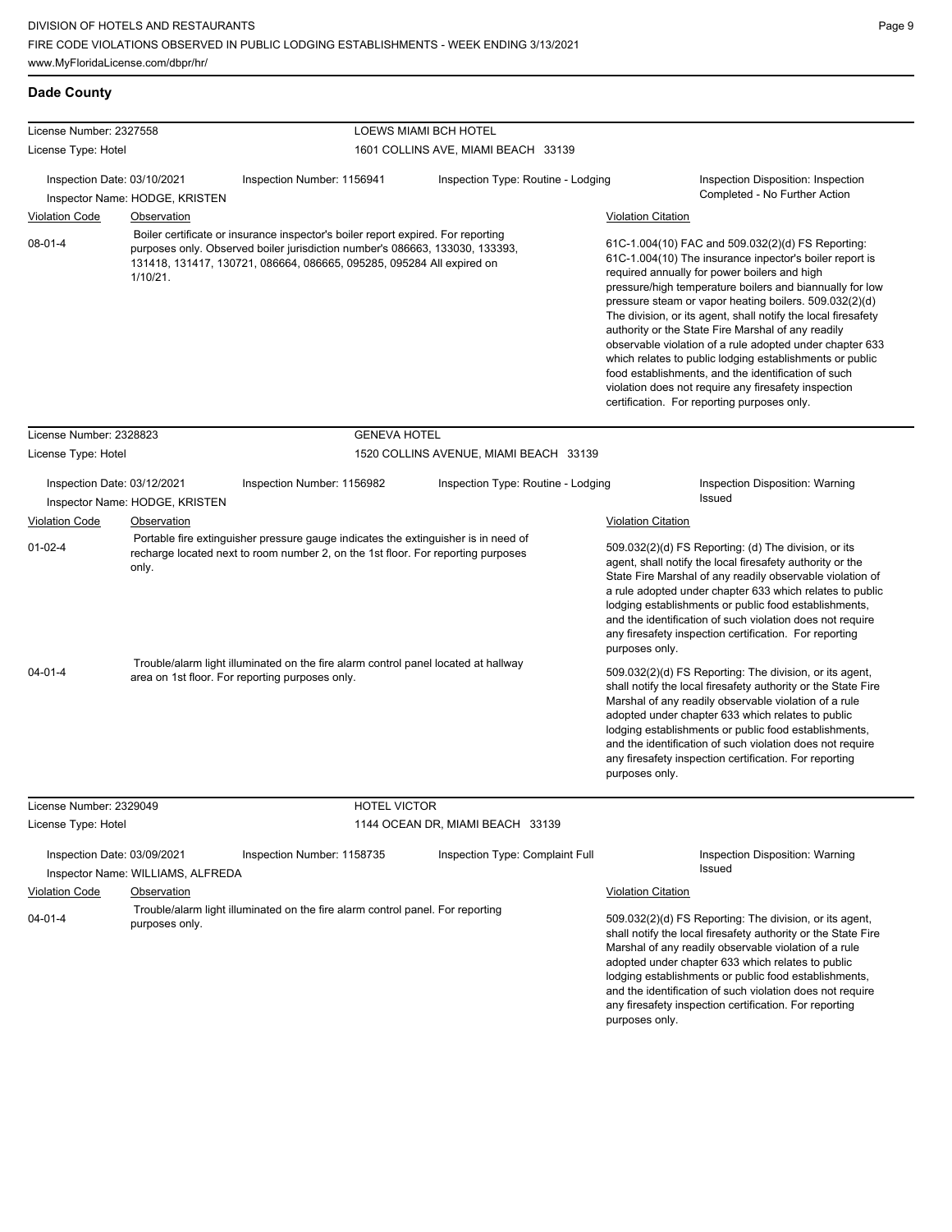## Dade County

**License Number:** 2327558 — **LOEWS MIAMI BCH HOTEL**
**License Type:** Hotel — 1601 COLLINS AVE, MIAMI BEACH 33139

Inspection Date: 03/10/2021 | Inspection Number: 1156941 | Inspection Type: Routine - Lodging | Inspection Disposition: Inspection Completed - No Further Action
Inspector Name: HODGE, KRISTEN

| Violation Code | Observation | Violation Citation |
|---|---|---|
| 08-01-4 | Boiler certificate or insurance inspector's boiler report expired. For reporting purposes only. Observed boiler jurisdiction number's 086663, 133030, 133393, 131418, 131417, 130721, 086664, 086665, 095285, 095284 All expired on 1/10/21. | 61C-1.004(10) FAC and 509.032(2)(d) FS Reporting: 61C-1.004(10) The insurance inpector's boiler report is required annually for power boilers and high pressure/high temperature boilers and biannually for low pressure steam or vapor heating boilers. 509.032(2)(d) The division, or its agent, shall notify the local firesafety authority or the State Fire Marshal of any readily observable violation of a rule adopted under chapter 633 which relates to public lodging establishments or public food establishments, and the identification of such violation does not require any firesafety inspection certification. For reporting purposes only. |

**License Number:** 2328823 — **GENEVA HOTEL**
**License Type:** Hotel — 1520 COLLINS AVENUE, MIAMI BEACH 33139

Inspection Date: 03/12/2021 | Inspection Number: 1156982 | Inspection Type: Routine - Lodging | Inspection Disposition: Warning Issued
Inspector Name: HODGE, KRISTEN

| Violation Code | Observation | Violation Citation |
|---|---|---|
| 01-02-4 | Portable fire extinguisher pressure gauge indicates the extinguisher is in need of recharge located next to room number 2, on the 1st floor. For reporting purposes only. | 509.032(2)(d) FS Reporting: (d) The division, or its agent, shall notify the local firesafety authority or the State Fire Marshal of any readily observable violation of a rule adopted under chapter 633 which relates to public lodging establishments or public food establishments, and the identification of such violation does not require any firesafety inspection certification. For reporting purposes only. |
| 04-01-4 | Trouble/alarm light illuminated on the fire alarm control panel located at hallway area on 1st floor. For reporting purposes only. | 509.032(2)(d) FS Reporting: The division, or its agent, shall notify the local firesafety authority or the State Fire Marshal of any readily observable violation of a rule adopted under chapter 633 which relates to public lodging establishments or public food establishments, and the identification of such violation does not require any firesafety inspection certification. For reporting purposes only. |

**License Number:** 2329049 — **HOTEL VICTOR**
**License Type:** Hotel — 1144 OCEAN DR, MIAMI BEACH 33139

Inspection Date: 03/09/2021 | Inspection Number: 1158735 | Inspection Type: Complaint Full | Inspection Disposition: Warning Issued
Inspector Name: WILLIAMS, ALFREDA

| Violation Code | Observation | Violation Citation |
|---|---|---|
| 04-01-4 | Trouble/alarm light illuminated on the fire alarm control panel. For reporting purposes only. | 509.032(2)(d) FS Reporting: The division, or its agent, shall notify the local firesafety authority or the State Fire Marshal of any readily observable violation of a rule adopted under chapter 633 which relates to public lodging establishments or public food establishments, and the identification of such violation does not require any firesafety inspection certification. For reporting purposes only. |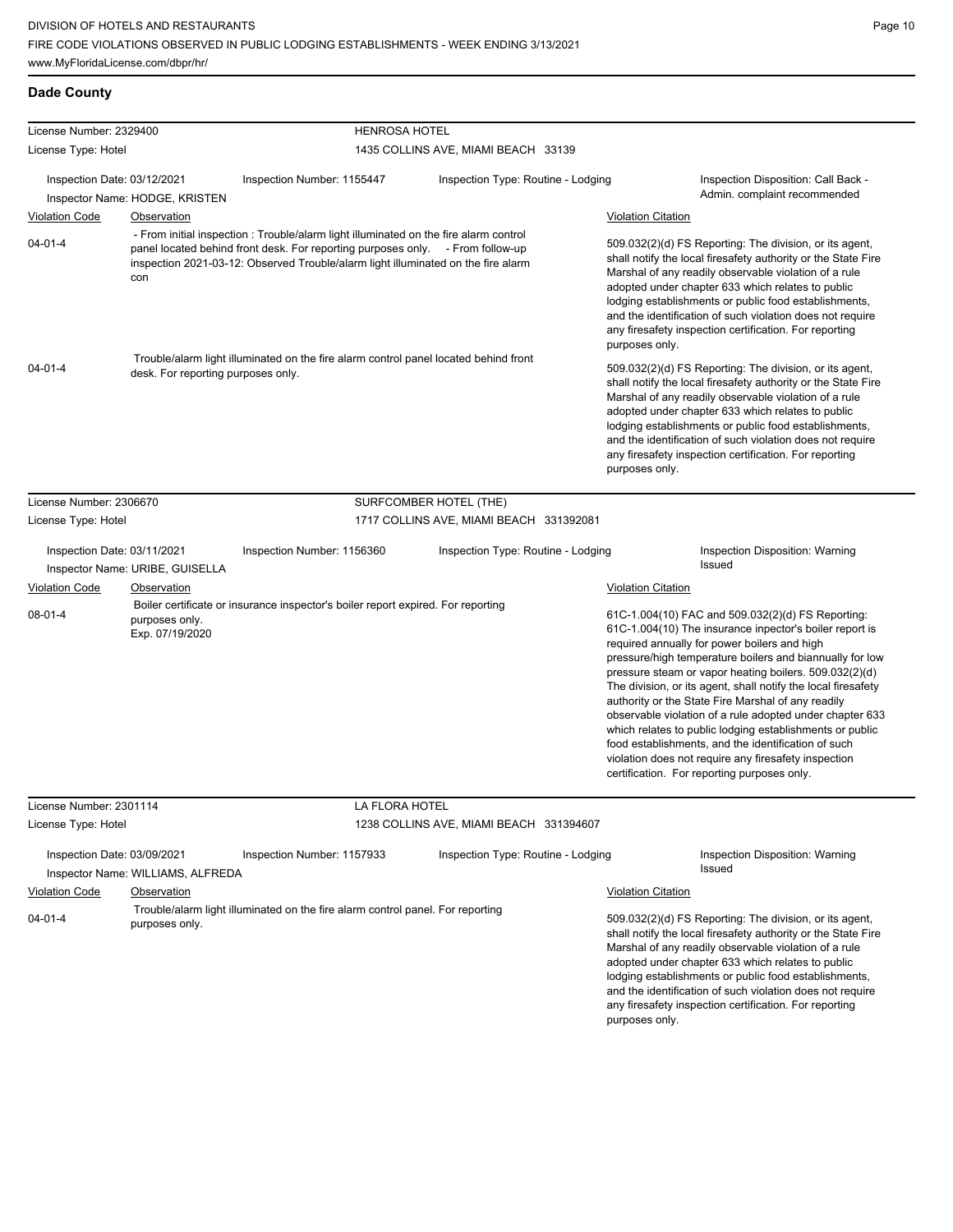## Dade County

**License Number:** 2329400 — **HENROSA HOTEL**
**License Type:** Hotel — 1435 COLLINS AVE, MIAMI BEACH 33139

Inspection Date: 03/12/2021 | Inspection Number: 1155447 | Inspection Type: Routine - Lodging | Inspection Disposition: Call Back - Admin. complaint recommended
Inspector Name: HODGE, KRISTEN

| Violation Code | Observation | Violation Citation |
|---|---|---|
| 04-01-4 | - From initial inspection : Trouble/alarm light illuminated on the fire alarm control panel located behind front desk. For reporting purposes only. - From follow-up inspection 2021-03-12: Observed Trouble/alarm light illuminated on the fire alarm con | 509.032(2)(d) FS Reporting: The division, or its agent, shall notify the local firesafety authority or the State Fire Marshal of any readily observable violation of a rule adopted under chapter 633 which relates to public lodging establishments or public food establishments, and the identification of such violation does not require any firesafety inspection certification. For reporting purposes only. |
| 04-01-4 | Trouble/alarm light illuminated on the fire alarm control panel located behind front desk. For reporting purposes only. | 509.032(2)(d) FS Reporting: The division, or its agent, shall notify the local firesafety authority or the State Fire Marshal of any readily observable violation of a rule adopted under chapter 633 which relates to public lodging establishments or public food establishments, and the identification of such violation does not require any firesafety inspection certification. For reporting purposes only. |

**License Number:** 2306670 — **SURFCOMBER HOTEL (THE)**
**License Type:** Hotel — 1717 COLLINS AVE, MIAMI BEACH 331392081

Inspection Date: 03/11/2021 | Inspection Number: 1156360 | Inspection Type: Routine - Lodging | Inspection Disposition: Warning Issued
Inspector Name: URIBE, GUISELLA

| Violation Code | Observation | Violation Citation |
|---|---|---|
| 08-01-4 | Boiler certificate or insurance inspector's boiler report expired. For reporting purposes only. Exp. 07/19/2020 | 61C-1.004(10) FAC and 509.032(2)(d) FS Reporting: 61C-1.004(10) The insurance inpector's boiler report is required annually for power boilers and high pressure/high temperature boilers and biannually for low pressure steam or vapor heating boilers. 509.032(2)(d) The division, or its agent, shall notify the local firesafety authority or the State Fire Marshal of any readily observable violation of a rule adopted under chapter 633 which relates to public lodging establishments or public food establishments, and the identification of such violation does not require any firesafety inspection certification. For reporting purposes only. |

**License Number:** 2301114 — **LA FLORA HOTEL**
**License Type:** Hotel — 1238 COLLINS AVE, MIAMI BEACH 331394607

Inspection Date: 03/09/2021 | Inspection Number: 1157933 | Inspection Type: Routine - Lodging | Inspection Disposition: Warning Issued
Inspector Name: WILLIAMS, ALFREDA

| Violation Code | Observation | Violation Citation |
|---|---|---|
| 04-01-4 | Trouble/alarm light illuminated on the fire alarm control panel. For reporting purposes only. | 509.032(2)(d) FS Reporting: The division, or its agent, shall notify the local firesafety authority or the State Fire Marshal of any readily observable violation of a rule adopted under chapter 633 which relates to public lodging establishments or public food establishments, and the identification of such violation does not require any firesafety inspection certification. For reporting purposes only. |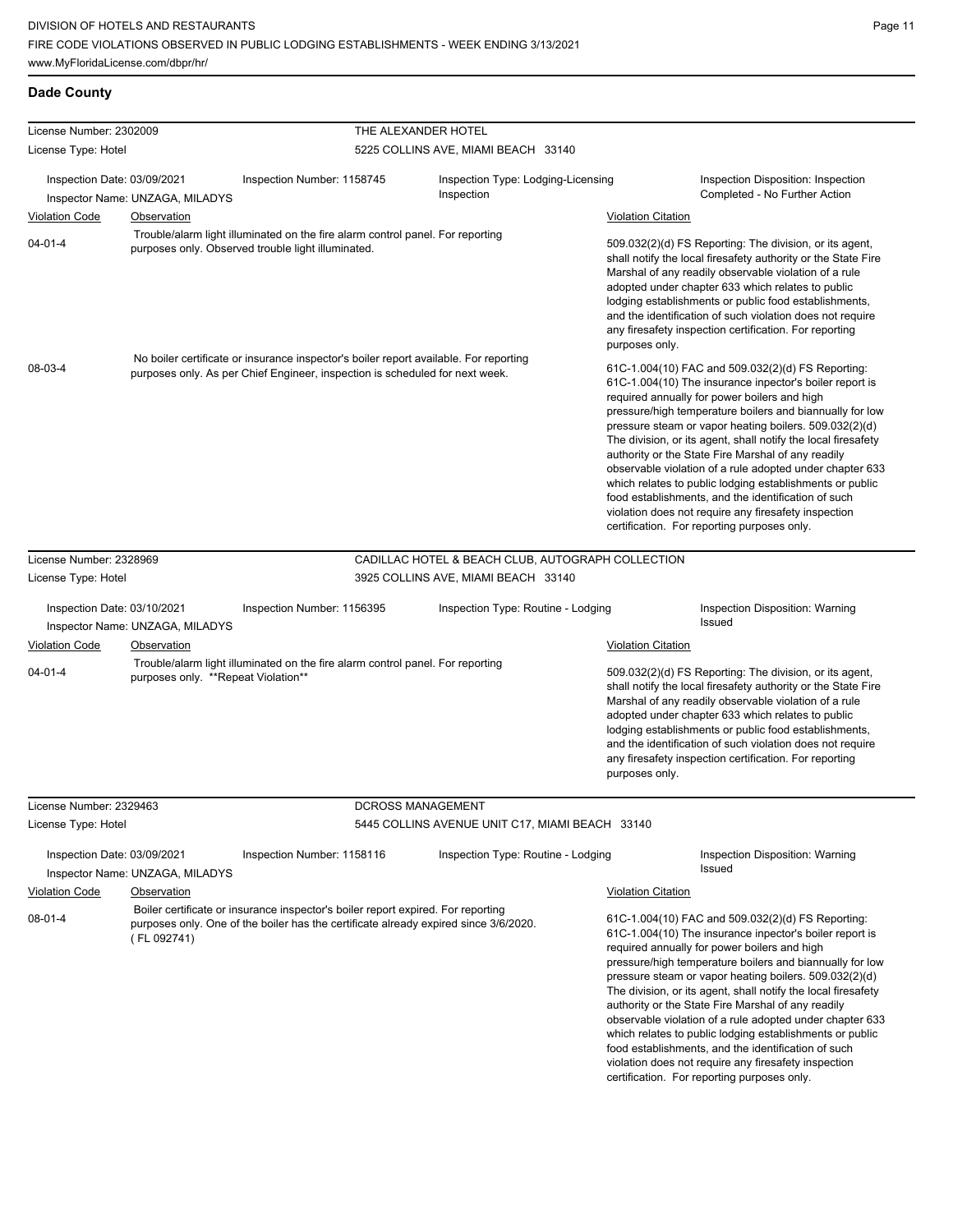## Dade County

**License Number:** 2302009 — **THE ALEXANDER HOTEL**
**License Type:** Hotel — 5225 COLLINS AVE, MIAMI BEACH 33140

**Inspection Date:** 03/09/2021 | **Inspection Number:** 1158745 | **Inspection Type:** Lodging-Licensing Inspection | **Inspection Disposition:** Inspection Completed - No Further Action
**Inspector Name:** UNZAGA, MILADYS

| Violation Code | Observation | Violation Citation |
|---|---|---|
| 04-01-4 | Trouble/alarm light illuminated on the fire alarm control panel. For reporting purposes only. Observed trouble light illuminated. | 509.032(2)(d) FS Reporting: The division, or its agent, shall notify the local firesafety authority or the State Fire Marshal of any readily observable violation of a rule adopted under chapter 633 which relates to public lodging establishments or public food establishments, and the identification of such violation does not require any firesafety inspection certification. For reporting purposes only. |
| 08-03-4 | No boiler certificate or insurance inspector's boiler report available. For reporting purposes only. As per Chief Engineer, inspection is scheduled for next week. | 61C-1.004(10) FAC and 509.032(2)(d) FS Reporting: 61C-1.004(10) The insurance inpector's boiler report is required annually for power boilers and high pressure/high temperature boilers and biannually for low pressure steam or vapor heating boilers. 509.032(2)(d) The division, or its agent, shall notify the local firesafety authority or the State Fire Marshal of any readily observable violation of a rule adopted under chapter 633 which relates to public lodging establishments or public food establishments, and the identification of such violation does not require any firesafety inspection certification. For reporting purposes only. |

**License Number:** 2328969 — **CADILLAC HOTEL & BEACH CLUB, AUTOGRAPH COLLECTION**
**License Type:** Hotel — 3925 COLLINS AVE, MIAMI BEACH 33140

**Inspection Date:** 03/10/2021 | **Inspection Number:** 1156395 | **Inspection Type:** Routine - Lodging | **Inspection Disposition:** Warning Issued
**Inspector Name:** UNZAGA, MILADYS

| Violation Code | Observation | Violation Citation |
|---|---|---|
| 04-01-4 | Trouble/alarm light illuminated on the fire alarm control panel. For reporting purposes only. **Repeat Violation** | 509.032(2)(d) FS Reporting: The division, or its agent, shall notify the local firesafety authority or the State Fire Marshal of any readily observable violation of a rule adopted under chapter 633 which relates to public lodging establishments or public food establishments, and the identification of such violation does not require any firesafety inspection certification. For reporting purposes only. |

**License Number:** 2329463 — **DCROSS MANAGEMENT**
**License Type:** Hotel — 5445 COLLINS AVENUE UNIT C17, MIAMI BEACH 33140

**Inspection Date:** 03/09/2021 | **Inspection Number:** 1158116 | **Inspection Type:** Routine - Lodging | **Inspection Disposition:** Warning Issued
**Inspector Name:** UNZAGA, MILADYS

| Violation Code | Observation | Violation Citation |
|---|---|---|
| 08-01-4 | Boiler certificate or insurance inspector's boiler report expired. For reporting purposes only. One of the boiler has the certificate already expired since 3/6/2020. ( FL 092741) | 61C-1.004(10) FAC and 509.032(2)(d) FS Reporting: 61C-1.004(10) The insurance inpector's boiler report is required annually for power boilers and high pressure/high temperature boilers and biannually for low pressure steam or vapor heating boilers. 509.032(2)(d) The division, or its agent, shall notify the local firesafety authority or the State Fire Marshal of any readily observable violation of a rule adopted under chapter 633 which relates to public lodging establishments or public food establishments, and the identification of such violation does not require any firesafety inspection certification. For reporting purposes only. |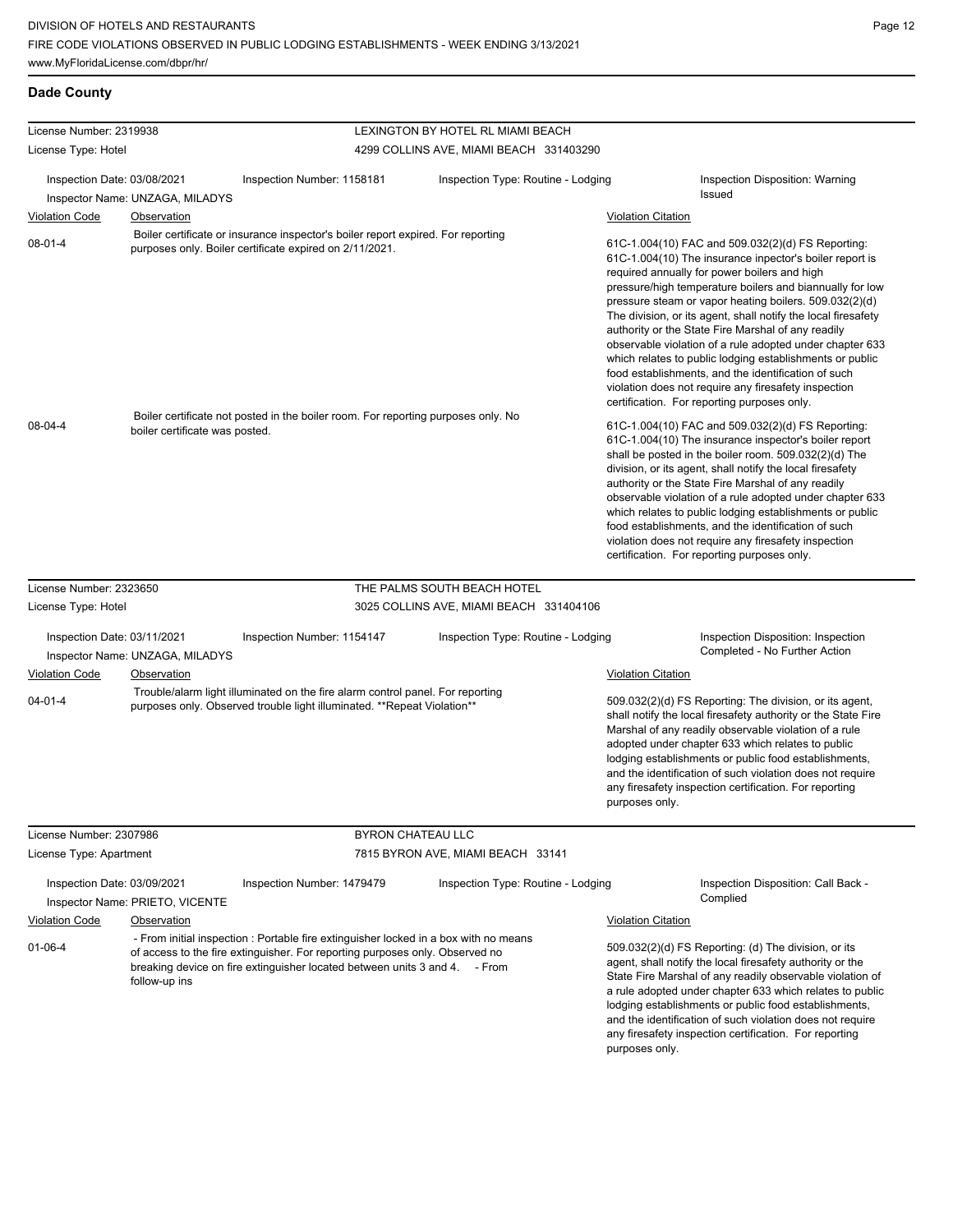## Dade County

**License Number:** 2319938
**License Type:** Hotel

**LEXINGTON BY HOTEL RL MIAMI BEACH**
4299 COLLINS AVE, MIAMI BEACH 331403290

**Inspection Date:** 03/08/2021
**Inspector Name:** UNZAGA, MILADYS
**Inspection Number:** 1158181
**Inspection Type:** Routine - Lodging
**Inspection Disposition:** Warning Issued

| Violation Code | Observation | Violation Citation |
|---|---|---|
| 08-01-4 | Boiler certificate or insurance inspector's boiler report expired. For reporting purposes only. Boiler certificate expired on 2/11/2021. | 61C-1.004(10) FAC and 509.032(2)(d) FS Reporting: 61C-1.004(10) The insurance inpector's boiler report is required annually for power boilers and high pressure/high temperature boilers and biannually for low pressure steam or vapor heating boilers. 509.032(2)(d) The division, or its agent, shall notify the local firesafety authority or the State Fire Marshal of any readily observable violation of a rule adopted under chapter 633 which relates to public lodging establishments or public food establishments, and the identification of such violation does not require any firesafety inspection certification. For reporting purposes only. |
| 08-04-4 | Boiler certificate not posted in the boiler room. For reporting purposes only. No boiler certificate was posted. | 61C-1.004(10) FAC and 509.032(2)(d) FS Reporting: 61C-1.004(10) The insurance inspector's boiler report shall be posted in the boiler room. 509.032(2)(d) The division, or its agent, shall notify the local firesafety authority or the State Fire Marshal of any readily observable violation of a rule adopted under chapter 633 which relates to public lodging establishments or public food establishments, and the identification of such violation does not require any firesafety inspection certification. For reporting purposes only. |

**License Number:** 2323650
**License Type:** Hotel

**THE PALMS SOUTH BEACH HOTEL**
3025 COLLINS AVE, MIAMI BEACH 331404106

**Inspection Date:** 03/11/2021
**Inspector Name:** UNZAGA, MILADYS
**Inspection Number:** 1154147
**Inspection Type:** Routine - Lodging
**Inspection Disposition:** Inspection Completed - No Further Action

| Violation Code | Observation | Violation Citation |
|---|---|---|
| 04-01-4 | Trouble/alarm light illuminated on the fire alarm control panel. For reporting purposes only. Observed trouble light illuminated. **Repeat Violation** | 509.032(2)(d) FS Reporting: The division, or its agent, shall notify the local firesafety authority or the State Fire Marshal of any readily observable violation of a rule adopted under chapter 633 which relates to public lodging establishments or public food establishments, and the identification of such violation does not require any firesafety inspection certification. For reporting purposes only. |

**License Number:** 2307986
**License Type:** Apartment

**BYRON CHATEAU LLC**
7815 BYRON AVE, MIAMI BEACH 33141

**Inspection Date:** 03/09/2021
**Inspector Name:** PRIETO, VICENTE
**Inspection Number:** 1479479
**Inspection Type:** Routine - Lodging
**Inspection Disposition:** Call Back - Complied

| Violation Code | Observation | Violation Citation |
|---|---|---|
| 01-06-4 | - From initial inspection : Portable fire extinguisher locked in a box with no means of access to the fire extinguisher. For reporting purposes only. Observed no breaking device on fire extinguisher located between units 3 and 4. - From follow-up ins | 509.032(2)(d) FS Reporting: (d) The division, or its agent, shall notify the local firesafety authority or the State Fire Marshal of any readily observable violation of a rule adopted under chapter 633 which relates to public lodging establishments or public food establishments, and the identification of such violation does not require any firesafety inspection certification. For reporting purposes only. |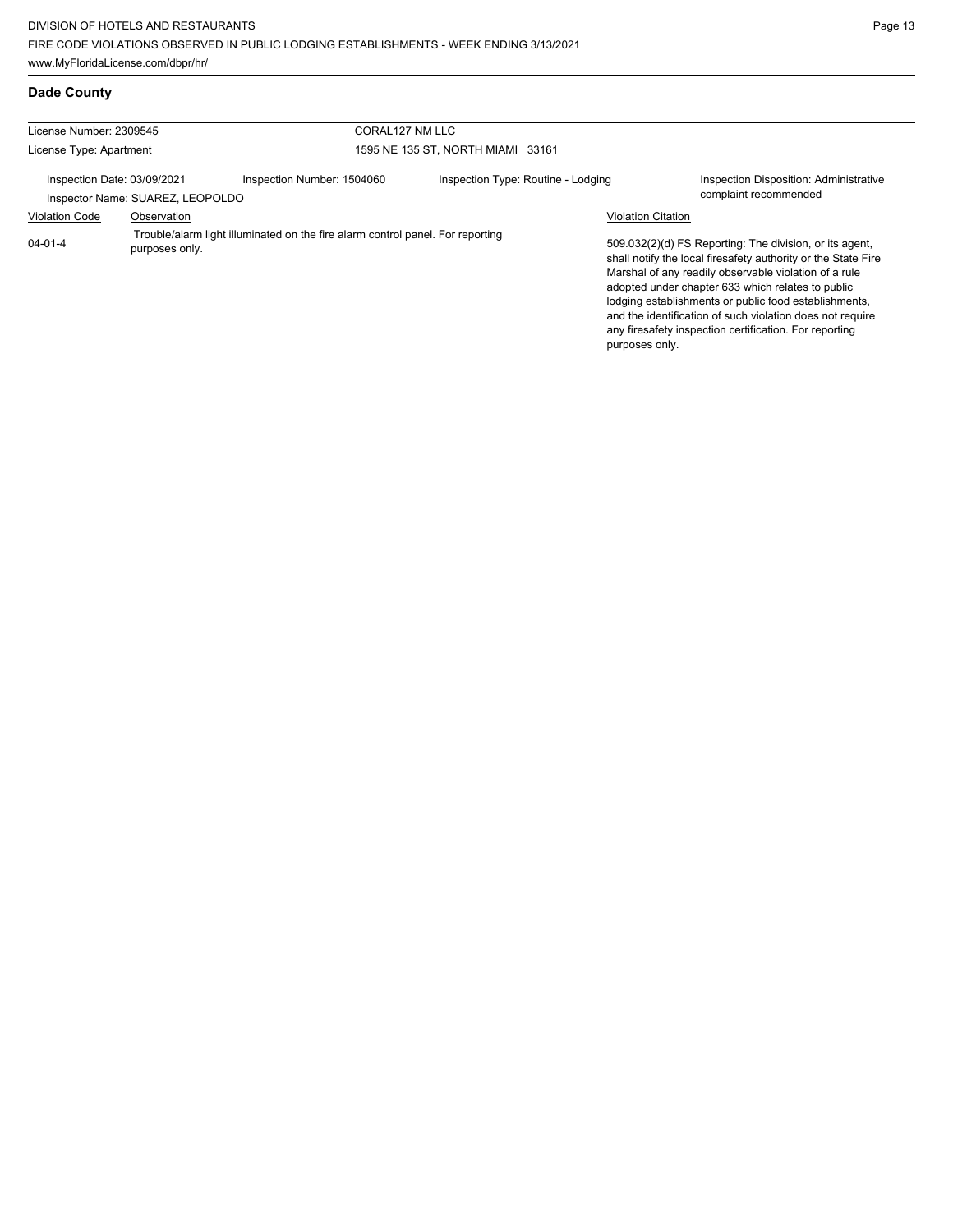## Dade County

License Number: 2309545

License Type: Apartment

CORAL127 NM LLC

1595 NE 135 ST, NORTH MIAMI 33161

Inspection Date: 03/09/2021

Inspector Name: SUAREZ, LEOPOLDO

Inspection Number: 1504060

Inspection Type: Routine - Lodging

Inspection Disposition: Administrative complaint recommended

| Violation Code | Observation | Violation Citation |
|---|---|---|
| 04-01-4 | Trouble/alarm light illuminated on the fire alarm control panel. For reporting purposes only. | 509.032(2)(d) FS Reporting: The division, or its agent, shall notify the local firesafety authority or the State Fire Marshal of any readily observable violation of a rule adopted under chapter 633 which relates to public lodging establishments or public food establishments, and the identification of such violation does not require any firesafety inspection certification. For reporting purposes only. |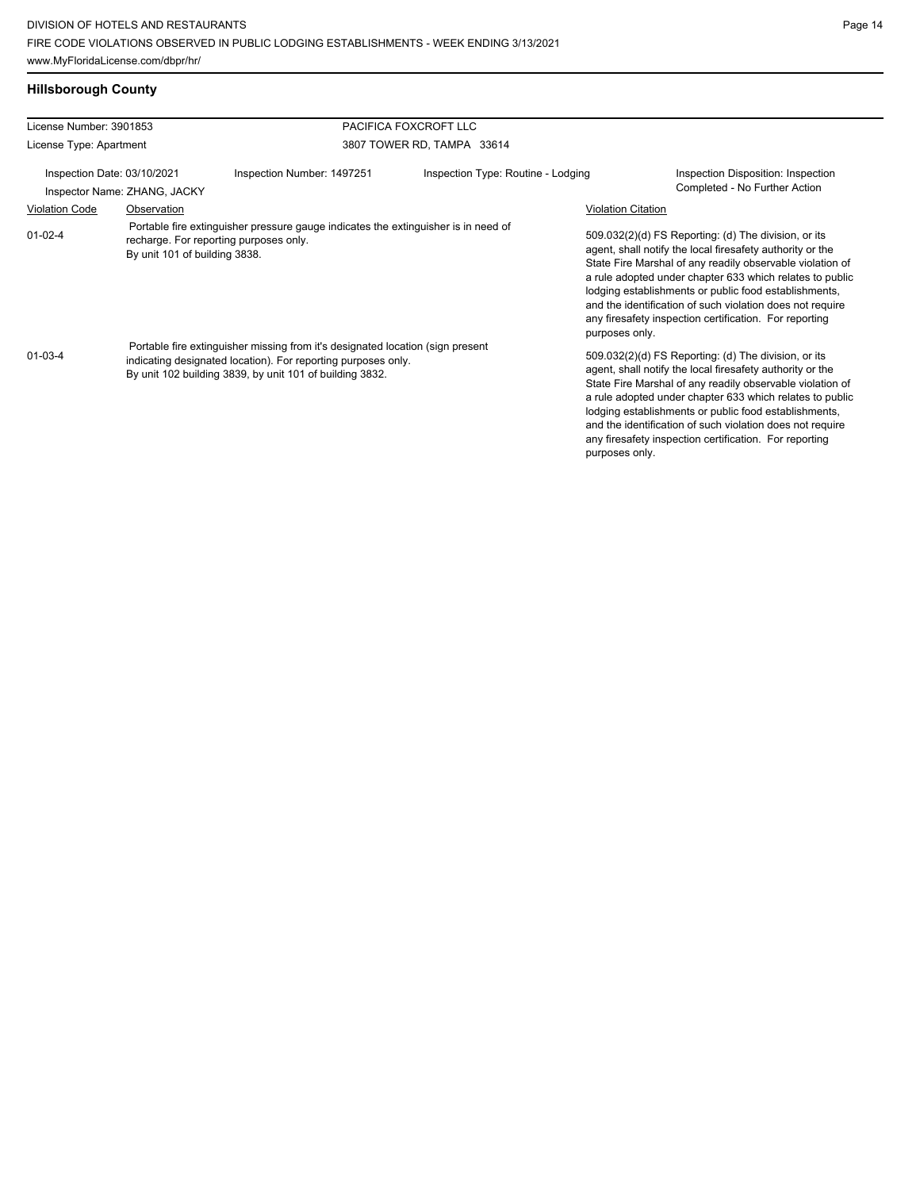## Hillsborough County

| License Number: 3901853 | | PACIFICA FOXCROFT LLC | |
|---|---|---|---|
| License Type: Apartment | | 3807 TOWER RD, TAMPA 33614 | |
| Inspection Date: 03/10/2021 | Inspection Number: 1497251 | Inspection Type: Routine - Lodging | Inspection Disposition: Inspection Completed - No Further Action |
| Inspector Name: ZHANG, JACKY | | | |

| Violation Code | Observation | Violation Citation |
|---|---|---|
| 01-02-4 | Portable fire extinguisher pressure gauge indicates the extinguisher is in need of recharge. For reporting purposes only. By unit 101 of building 3838. | 509.032(2)(d) FS Reporting: (d) The division, or its agent, shall notify the local firesafety authority or the State Fire Marshal of any readily observable violation of a rule adopted under chapter 633 which relates to public lodging establishments or public food establishments, and the identification of such violation does not require any firesafety inspection certification. For reporting purposes only. |
| 01-03-4 | Portable fire extinguisher missing from it's designated location (sign present indicating designated location). For reporting purposes only. By unit 102 building 3839, by unit 101 of building 3832. | 509.032(2)(d) FS Reporting: (d) The division, or its agent, shall notify the local firesafety authority or the State Fire Marshal of any readily observable violation of a rule adopted under chapter 633 which relates to public lodging establishments or public food establishments, and the identification of such violation does not require any firesafety inspection certification. For reporting purposes only. |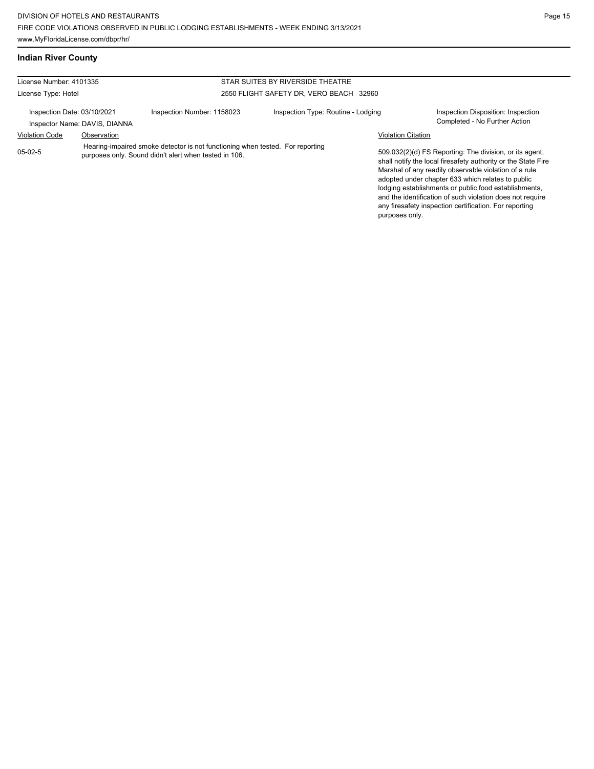## Indian River County

License Number: 4101335

License Type: Hotel

STAR SUITES BY RIVERSIDE THEATRE

2550 FLIGHT SAFETY DR, VERO BEACH 32960

Inspection Date: 03/10/2021

Inspection Number: 1158023

Inspection Type: Routine - Lodging

Inspection Disposition: Inspection Completed - No Further Action

Inspector Name: DAVIS, DIANNA

| Violation Code | Observation | Violation Citation |
| --- | --- | --- |
| 05-02-5 | Hearing-impaired smoke detector is not functioning when tested. For reporting purposes only. Sound didn't alert when tested in 106. | 509.032(2)(d) FS Reporting: The division, or its agent, shall notify the local firesafety authority or the State Fire Marshal of any readily observable violation of a rule adopted under chapter 633 which relates to public lodging establishments or public food establishments, and the identification of such violation does not require any firesafety inspection certification. For reporting purposes only. |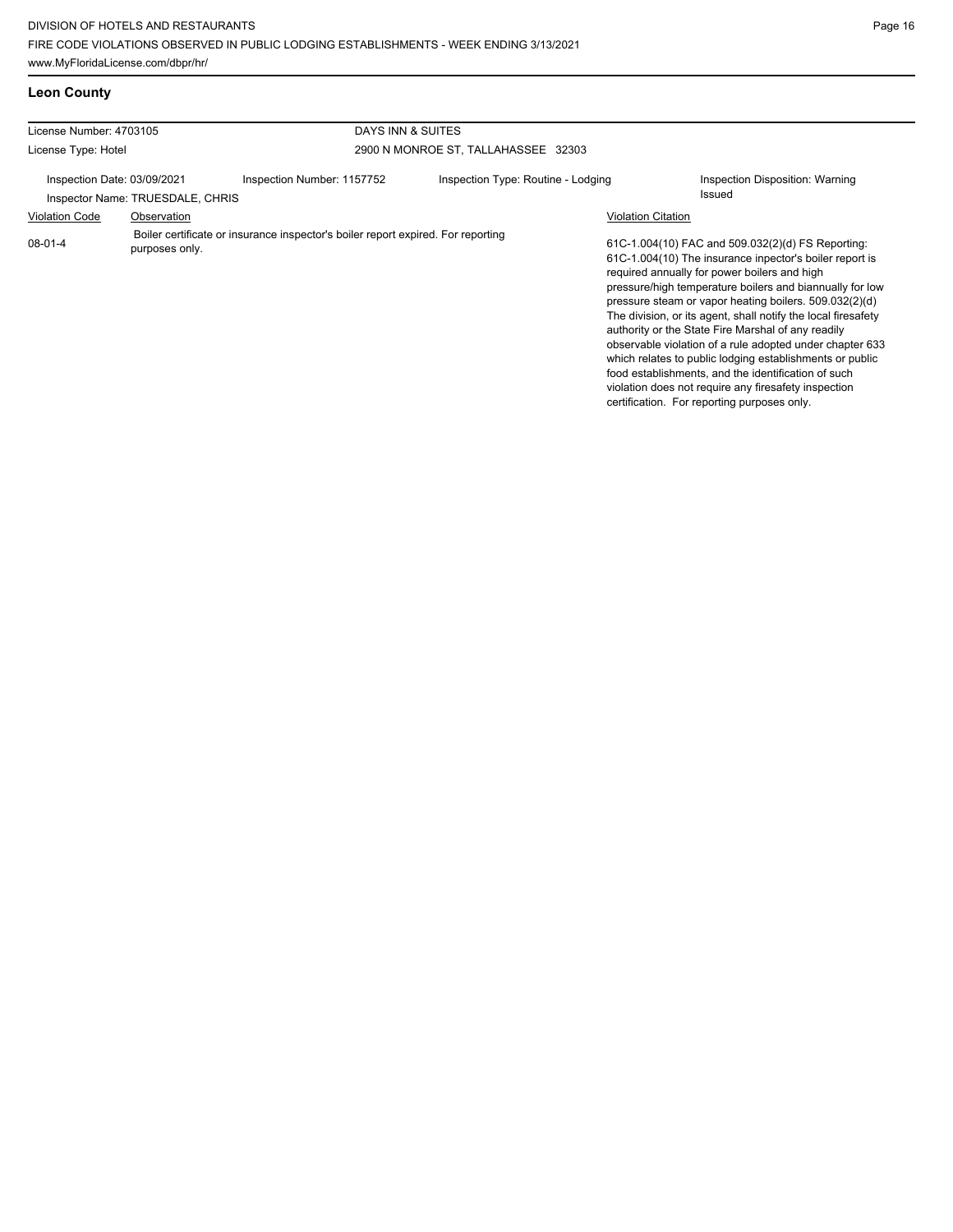## Leon County

| License Number: 4703105 | | DAYS INN & SUITES | |
|---|---|---|---|
| License Type: Hotel | | 2900 N MONROE ST, TALLAHASSEE 32303 | |
| Inspection Date: 03/09/2021 | Inspection Number: 1157752 | Inspection Type: Routine - Lodging | Inspection Disposition: Warning Issued |
| Inspector Name: TRUESDALE, CHRIS | | | |

| Violation Code | Observation | Violation Citation |
|---|---|---|
| 08-01-4 | Boiler certificate or insurance inspector's boiler report expired. For reporting purposes only. | 61C-1.004(10) FAC and 509.032(2)(d) FS Reporting: 61C-1.004(10) The insurance inpector's boiler report is required annually for power boilers and high pressure/high temperature boilers and biannually for low pressure steam or vapor heating boilers. 509.032(2)(d) The division, or its agent, shall notify the local firesafety authority or the State Fire Marshal of any readily observable violation of a rule adopted under chapter 633 which relates to public lodging establishments or public food establishments, and the identification of such violation does not require any firesafety inspection certification. For reporting purposes only. |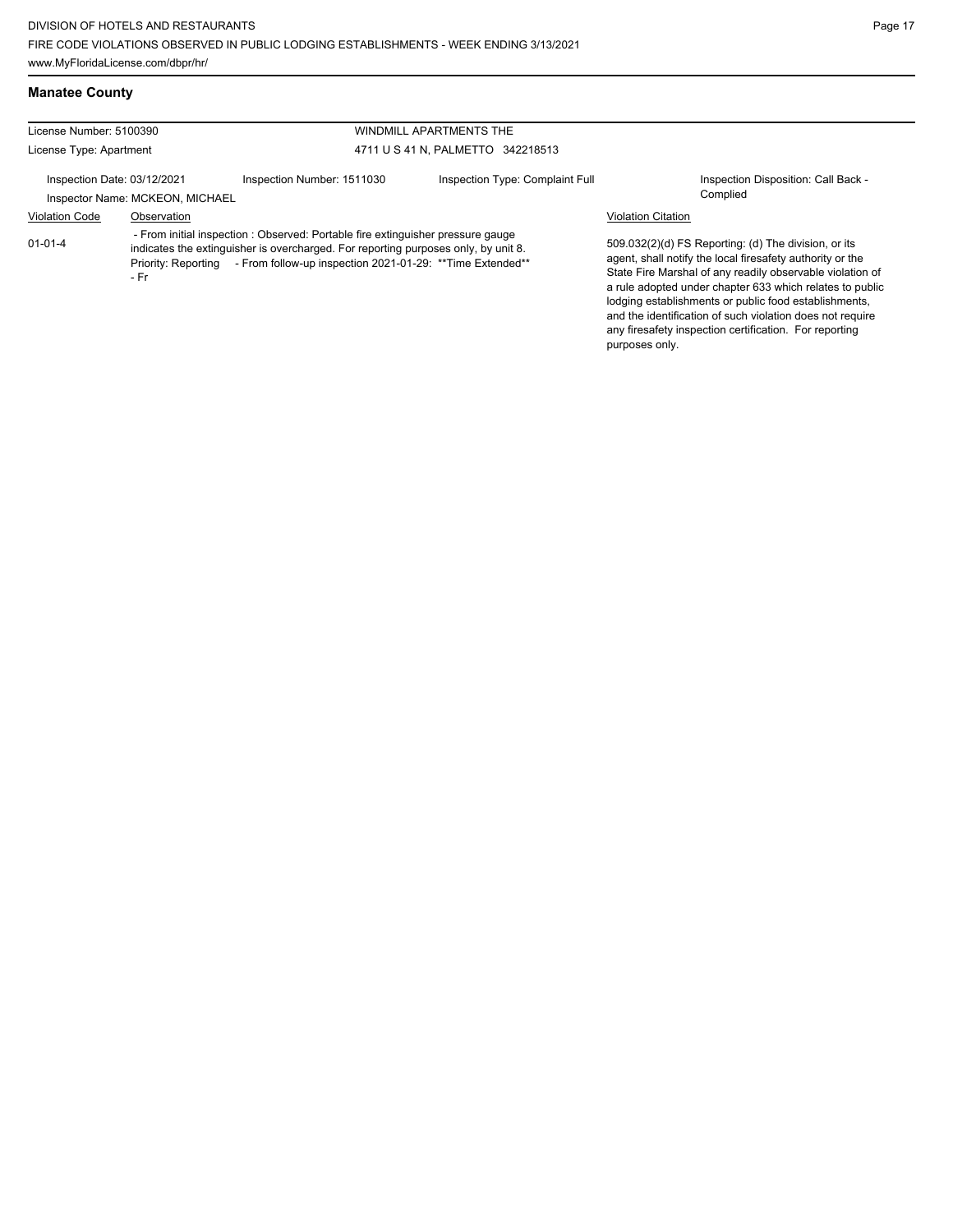## Manatee County

License Number: 5100390

License Type: Apartment

WINDMILL APARTMENTS THE

4711 U S 41 N, PALMETTO 342218513

Inspection Date: 03/12/2021

Inspection Number: 1511030

Inspection Type: Complaint Full

Inspection Disposition: Call Back - Complied

Inspector Name: MCKEON, MICHAEL

| Violation Code | Observation | Violation Citation |
|---|---|---|
| 01-01-4 | - From initial inspection : Observed: Portable fire extinguisher pressure gauge indicates the extinguisher is overcharged. For reporting purposes only, by unit 8. Priority: Reporting - From follow-up inspection 2021-01-29: **Time Extended** - Fr | 509.032(2)(d) FS Reporting: (d) The division, or its agent, shall notify the local firesafety authority or the State Fire Marshal of any readily observable violation of a rule adopted under chapter 633 which relates to public lodging establishments or public food establishments, and the identification of such violation does not require any firesafety inspection certification. For reporting purposes only. |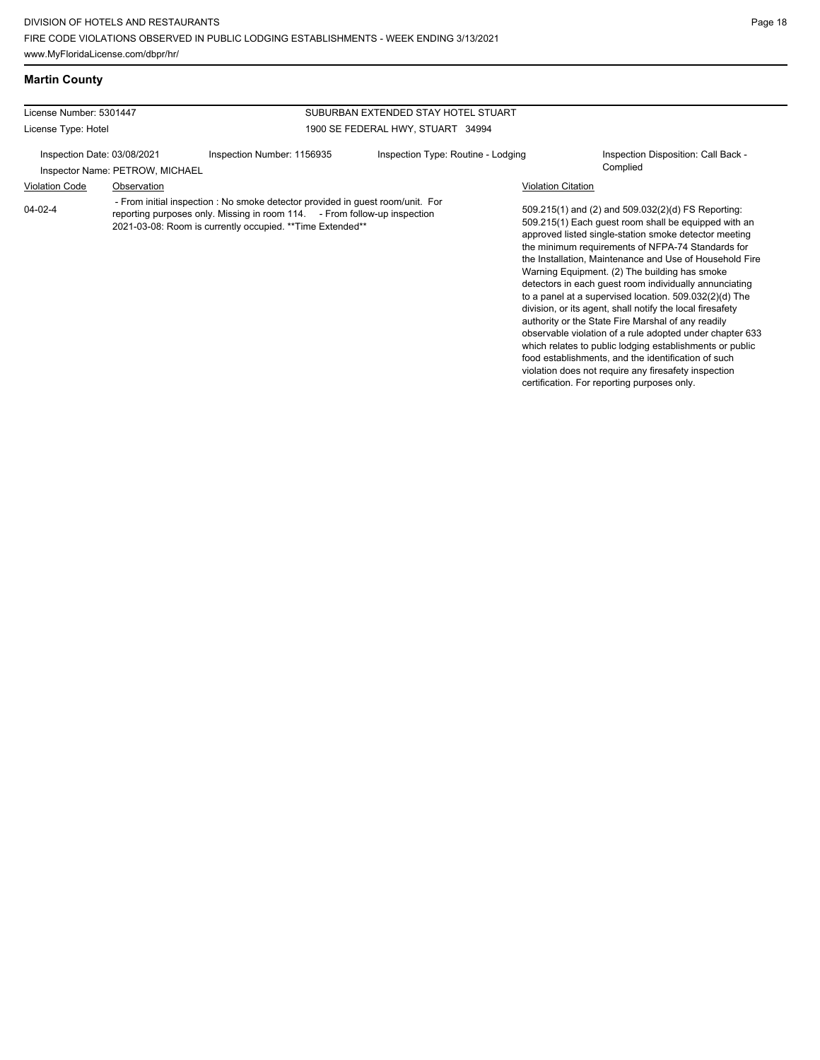## Martin County

| License Number: 5301447 | SUBURBAN EXTENDED STAY HOTEL STUART |
|---|---|
| License Type: Hotel | 1900 SE FEDERAL HWY, STUART 34994 |

Inspection Date: 03/08/2021 | Inspection Number: 1156935 | Inspection Type: Routine - Lodging | Inspection Disposition: Call Back - Complied

Inspector Name: PETROW, MICHAEL

| Violation Code | Observation | Violation Citation |
|---|---|---|
| 04-02-4 | - From initial inspection : No smoke detector provided in guest room/unit. For reporting purposes only. Missing in room 114. - From follow-up inspection 2021-03-08: Room is currently occupied. **Time Extended** | 509.215(1) and (2) and 509.032(2)(d) FS Reporting: 509.215(1) Each guest room shall be equipped with an approved listed single-station smoke detector meeting the minimum requirements of NFPA-74 Standards for the Installation, Maintenance and Use of Household Fire Warning Equipment. (2) The building has smoke detectors in each guest room individually annunciating to a panel at a supervised location. 509.032(2)(d) The division, or its agent, shall notify the local firesafety authority or the State Fire Marshal of any readily observable violation of a rule adopted under chapter 633 which relates to public lodging establishments or public food establishments, and the identification of such violation does not require any firesafety inspection certification. For reporting purposes only. |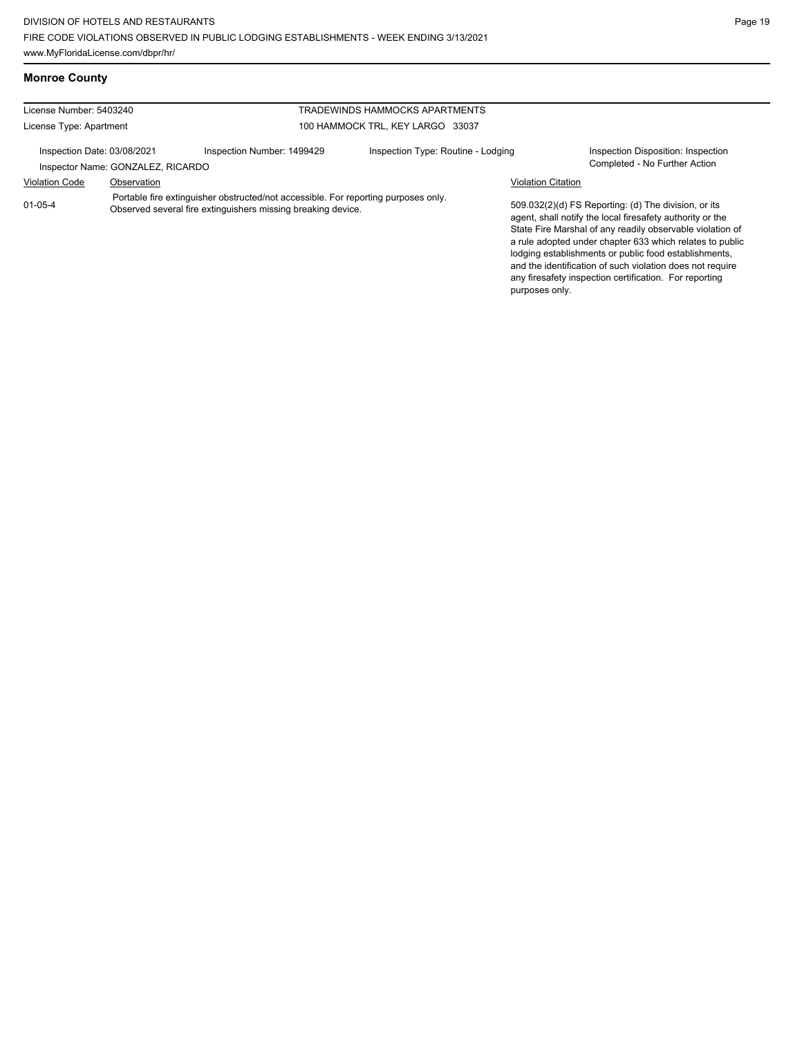## Monroe County

| License Number: 5403240 | TRADEWINDS HAMMOCKS APARTMENTS |
|---|---|
| License Type: Apartment | 100 HAMMOCK TRL, KEY LARGO 33037 |

| Inspection Date: 03/08/2021 | Inspection Number: 1499429 | Inspection Type: Routine - Lodging | Inspection Disposition: Inspection Completed - No Further Action |
|---|---|---|---|
| Inspector Name: GONZALEZ, RICARDO | | | |

| Violation Code | Observation | Violation Citation |
|---|---|---|
| 01-05-4 | Portable fire extinguisher obstructed/not accessible. For reporting purposes only. Observed several fire extinguishers missing breaking device. | 509.032(2)(d) FS Reporting: (d) The division, or its agent, shall notify the local firesafety authority or the State Fire Marshal of any readily observable violation of a rule adopted under chapter 633 which relates to public lodging establishments or public food establishments, and the identification of such violation does not require any firesafety inspection certification. For reporting purposes only. |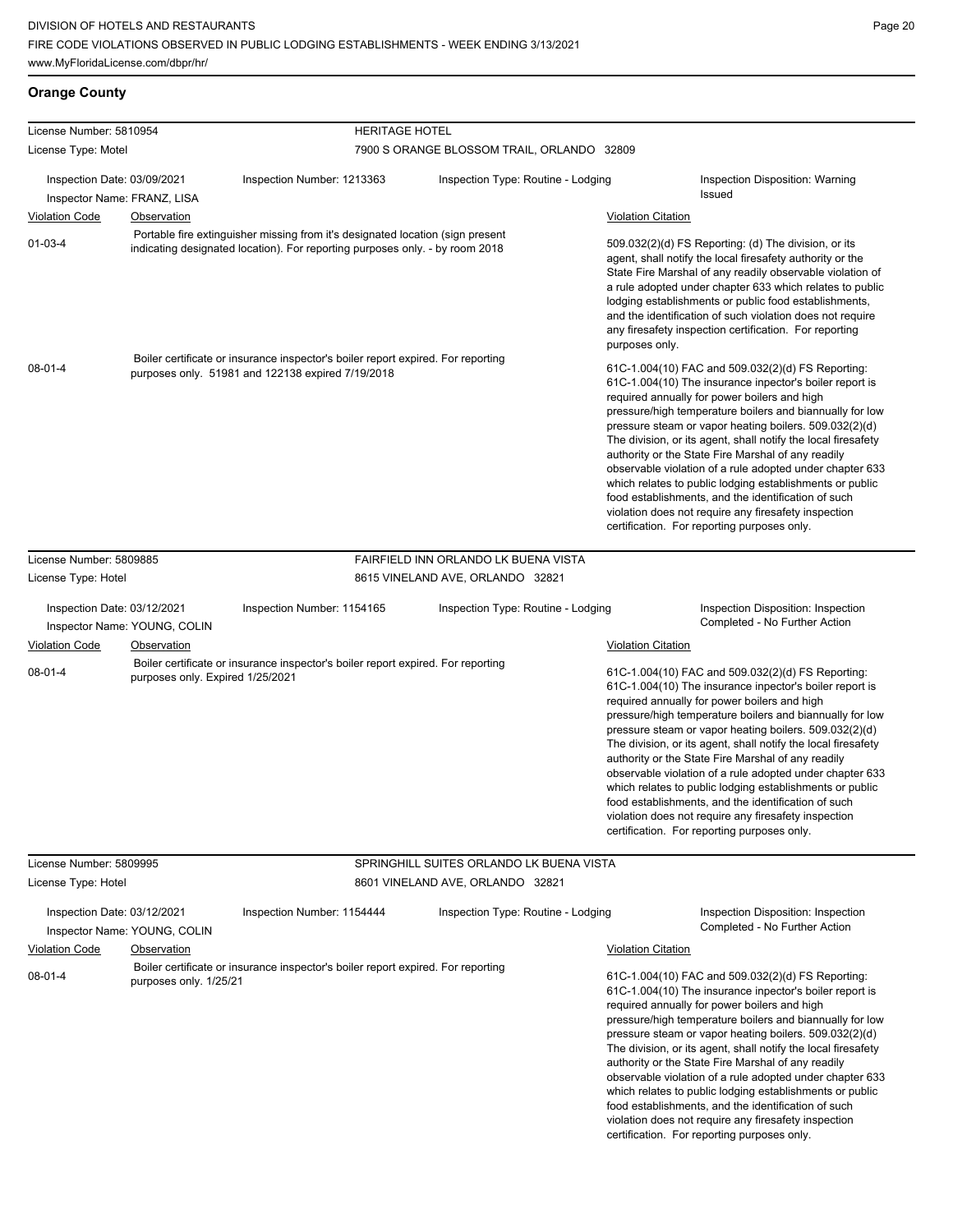## Orange County

**License Number:** 5810954 — **HERITAGE HOTEL**
**License Type:** Motel — 7900 S ORANGE BLOSSOM TRAIL, ORLANDO 32809

Inspection Date: 03/09/2021 | Inspection Number: 1213363 | Inspection Type: Routine - Lodging | Inspection Disposition: Warning Issued
Inspector Name: FRANZ, LISA

| Violation Code | Observation | Violation Citation |
|---|---|---|
| 01-03-4 | Portable fire extinguisher missing from it's designated location (sign present indicating designated location). For reporting purposes only. - by room 2018 | 509.032(2)(d) FS Reporting: (d) The division, or its agent, shall notify the local firesafety authority or the State Fire Marshal of any readily observable violation of a rule adopted under chapter 633 which relates to public lodging establishments or public food establishments, and the identification of such violation does not require any firesafety inspection certification. For reporting purposes only. |
| 08-01-4 | Boiler certificate or insurance inspector's boiler report expired. For reporting purposes only. 51981 and 122138 expired 7/19/2018 | 61C-1.004(10) FAC and 509.032(2)(d) FS Reporting: 61C-1.004(10) The insurance inpector's boiler report is required annually for power boilers and high pressure/high temperature boilers and biannually for low pressure steam or vapor heating boilers. 509.032(2)(d) The division, or its agent, shall notify the local firesafety authority or the State Fire Marshal of any readily observable violation of a rule adopted under chapter 633 which relates to public lodging establishments or public food establishments, and the identification of such violation does not require any firesafety inspection certification. For reporting purposes only. |

**License Number:** 5809885 — **FAIRFIELD INN ORLANDO LK BUENA VISTA**
**License Type:** Hotel — 8615 VINELAND AVE, ORLANDO 32821

Inspection Date: 03/12/2021 | Inspection Number: 1154165 | Inspection Type: Routine - Lodging | Inspection Disposition: Inspection Completed - No Further Action
Inspector Name: YOUNG, COLIN

| Violation Code | Observation | Violation Citation |
|---|---|---|
| 08-01-4 | Boiler certificate or insurance inspector's boiler report expired. For reporting purposes only. Expired 1/25/2021 | 61C-1.004(10) FAC and 509.032(2)(d) FS Reporting: 61C-1.004(10) The insurance inpector's boiler report is required annually for power boilers and high pressure/high temperature boilers and biannually for low pressure steam or vapor heating boilers. 509.032(2)(d) The division, or its agent, shall notify the local firesafety authority or the State Fire Marshal of any readily observable violation of a rule adopted under chapter 633 which relates to public lodging establishments or public food establishments, and the identification of such violation does not require any firesafety inspection certification. For reporting purposes only. |

**License Number:** 5809995 — **SPRINGHILL SUITES ORLANDO LK BUENA VISTA**
**License Type:** Hotel — 8601 VINELAND AVE, ORLANDO 32821

Inspection Date: 03/12/2021 | Inspection Number: 1154444 | Inspection Type: Routine - Lodging | Inspection Disposition: Inspection Completed - No Further Action
Inspector Name: YOUNG, COLIN

| Violation Code | Observation | Violation Citation |
|---|---|---|
| 08-01-4 | Boiler certificate or insurance inspector's boiler report expired. For reporting purposes only. 1/25/21 | 61C-1.004(10) FAC and 509.032(2)(d) FS Reporting: 61C-1.004(10) The insurance inpector's boiler report is required annually for power boilers and high pressure/high temperature boilers and biannually for low pressure steam or vapor heating boilers. 509.032(2)(d) The division, or its agent, shall notify the local firesafety authority or the State Fire Marshal of any readily observable violation of a rule adopted under chapter 633 which relates to public lodging establishments or public food establishments, and the identification of such violation does not require any firesafety inspection certification. For reporting purposes only. |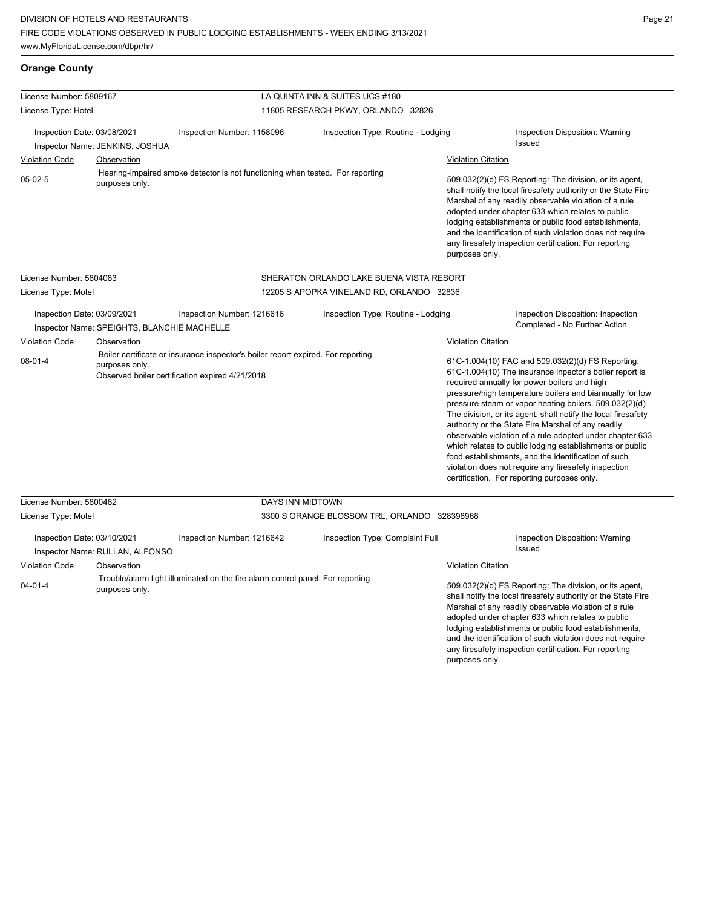## Orange County

**License Number:** 5809167
**License Type:** Hotel

**LA QUINTA INN & SUITES UCS #180**
11805 RESEARCH PKWY, ORLANDO 32826

**Inspection Date:** 03/08/2021
**Inspector Name:** JENKINS, JOSHUA
**Inspection Number:** 1158096
**Inspection Type:** Routine - Lodging
**Inspection Disposition:** Warning Issued

| Violation Code | Observation | Violation Citation |
|---|---|---|
| 05-02-5 | Hearing-impaired smoke detector is not functioning when tested. For reporting purposes only. | 509.032(2)(d) FS Reporting: The division, or its agent, shall notify the local firesafety authority or the State Fire Marshal of any readily observable violation of a rule adopted under chapter 633 which relates to public lodging establishments or public food establishments, and the identification of such violation does not require any firesafety inspection certification. For reporting purposes only. |

---

**License Number:** 5804083
**License Type:** Motel

**SHERATON ORLANDO LAKE BUENA VISTA RESORT**
12205 S APOPKA VINELAND RD, ORLANDO 32836

**Inspection Date:** 03/09/2021
**Inspector Name:** SPEIGHTS, BLANCHIE MACHELLE
**Inspection Number:** 1216616
**Inspection Type:** Routine - Lodging
**Inspection Disposition:** Inspection Completed - No Further Action

| Violation Code | Observation | Violation Citation |
|---|---|---|
| 08-01-4 | Boiler certificate or insurance inspector's boiler report expired. For reporting purposes only. Observed boiler certification expired 4/21/2018 | 61C-1.004(10) FAC and 509.032(2)(d) FS Reporting: 61C-1.004(10) The insurance inpector's boiler report is required annually for power boilers and high pressure/high temperature boilers and biannually for low pressure steam or vapor heating boilers. 509.032(2)(d) The division, or its agent, shall notify the local firesafety authority or the State Fire Marshal of any readily observable violation of a rule adopted under chapter 633 which relates to public lodging establishments or public food establishments, and the identification of such violation does not require any firesafety inspection certification. For reporting purposes only. |

---

**License Number:** 5800462
**License Type:** Motel

**DAYS INN MIDTOWN**
3300 S ORANGE BLOSSOM TRL, ORLANDO 328398968

**Inspection Date:** 03/10/2021
**Inspector Name:** RULLAN, ALFONSO
**Inspection Number:** 1216642
**Inspection Type:** Complaint Full
**Inspection Disposition:** Warning Issued

| Violation Code | Observation | Violation Citation |
|---|---|---|
| 04-01-4 | Trouble/alarm light illuminated on the fire alarm control panel. For reporting purposes only. | 509.032(2)(d) FS Reporting: The division, or its agent, shall notify the local firesafety authority or the State Fire Marshal of any readily observable violation of a rule adopted under chapter 633 which relates to public lodging establishments or public food establishments, and the identification of such violation does not require any firesafety inspection certification. For reporting purposes only. |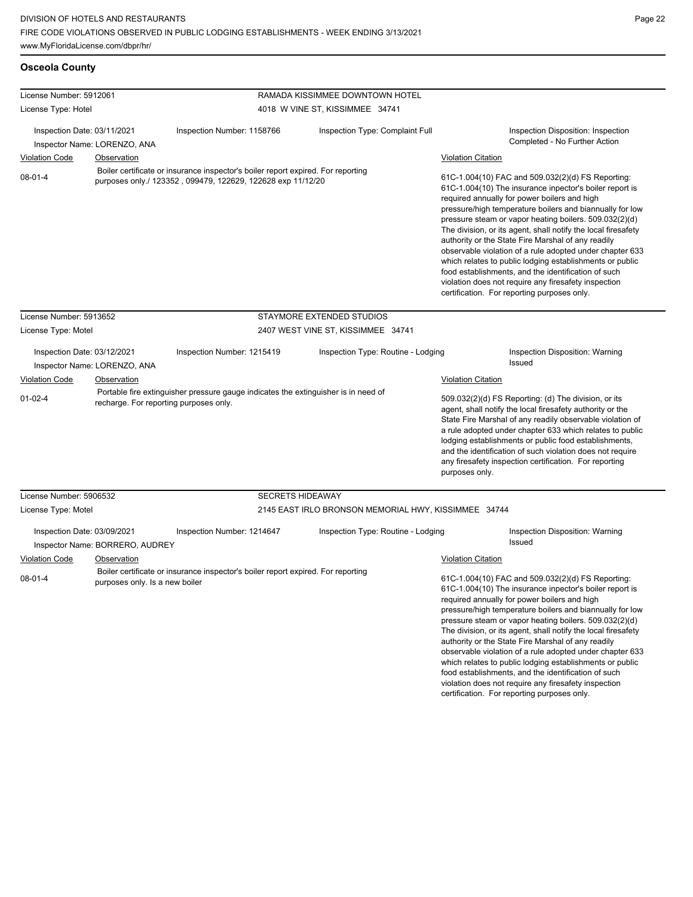## Osceola County

| License Number: 5912061 | RAMADA KISSIMMEE DOWNTOWN HOTEL |
|---|---|
| License Type: Hotel | 4018 W VINE ST, KISSIMMEE 34741 |

Inspection Date: 03/11/2021 | Inspection Number: 1158766 | Inspection Type: Complaint Full | Inspection Disposition: Inspection Completed - No Further Action

Inspector Name: LORENZO, ANA

| Violation Code | Observation | Violation Citation |
|---|---|---|
| 08-01-4 | Boiler certificate or insurance inspector's boiler report expired. For reporting purposes only./ 123352 , 099479, 122629, 122628 exp 11/12/20 | 61C-1.004(10) FAC and 509.032(2)(d) FS Reporting: 61C-1.004(10) The insurance inpector's boiler report is required annually for power boilers and high pressure/high temperature boilers and biannually for low pressure steam or vapor heating boilers. 509.032(2)(d) The division, or its agent, shall notify the local firesafety authority or the State Fire Marshal of any readily observable violation of a rule adopted under chapter 633 which relates to public lodging establishments or public food establishments, and the identification of such violation does not require any firesafety inspection certification. For reporting purposes only. |

| License Number: 5913652 | STAYMORE EXTENDED STUDIOS |
|---|---|
| License Type: Motel | 2407 WEST VINE ST, KISSIMMEE 34741 |

Inspection Date: 03/12/2021 | Inspection Number: 1215419 | Inspection Type: Routine - Lodging | Inspection Disposition: Warning Issued

Inspector Name: LORENZO, ANA

| Violation Code | Observation | Violation Citation |
|---|---|---|
| 01-02-4 | Portable fire extinguisher pressure gauge indicates the extinguisher is in need of recharge. For reporting purposes only. | 509.032(2)(d) FS Reporting: (d) The division, or its agent, shall notify the local firesafety authority or the State Fire Marshal of any readily observable violation of a rule adopted under chapter 633 which relates to public lodging establishments or public food establishments, and the identification of such violation does not require any firesafety inspection certification. For reporting purposes only. |

| License Number: 5906532 | SECRETS HIDEAWAY |
|---|---|
| License Type: Motel | 2145 EAST IRLO BRONSON MEMORIAL HWY, KISSIMMEE 34744 |

Inspection Date: 03/09/2021 | Inspection Number: 1214647 | Inspection Type: Routine - Lodging | Inspection Disposition: Warning Issued

Inspector Name: BORRERO, AUDREY

| Violation Code | Observation | Violation Citation |
|---|---|---|
| 08-01-4 | Boiler certificate or insurance inspector's boiler report expired. For reporting purposes only. Is a new boiler | 61C-1.004(10) FAC and 509.032(2)(d) FS Reporting: 61C-1.004(10) The insurance inpector's boiler report is required annually for power boilers and high pressure/high temperature boilers and biannually for low pressure steam or vapor heating boilers. 509.032(2)(d) The division, or its agent, shall notify the local firesafety authority or the State Fire Marshal of any readily observable violation of a rule adopted under chapter 633 which relates to public lodging establishments or public food establishments, and the identification of such violation does not require any firesafety inspection certification. For reporting purposes only. |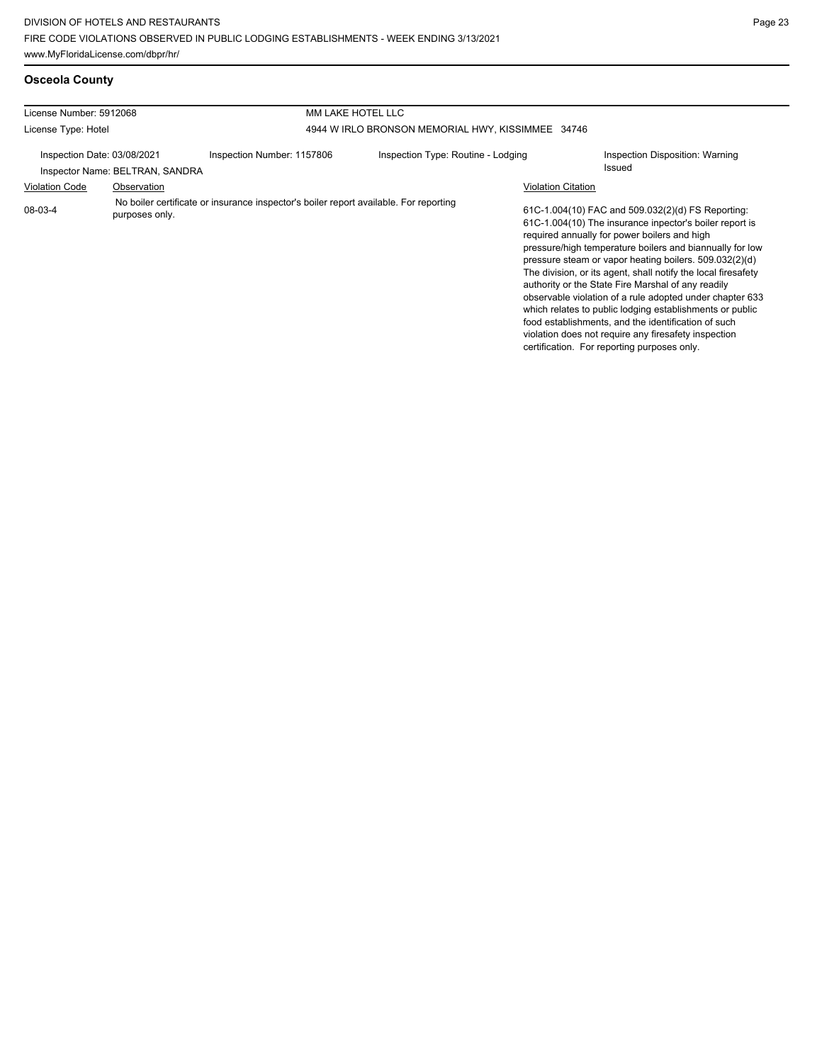## Osceola County

| License Number: 5912068 | | MM LAKE HOTEL LLC | |
|---|---|---|---|
| License Type: Hotel | | 4944 W IRLO BRONSON MEMORIAL HWY, KISSIMMEE 34746 | |
| Inspection Date: 03/08/2021 | Inspection Number: 1157806 | Inspection Type: Routine - Lodging | Inspection Disposition: Warning Issued |
| Inspector Name: BELTRAN, SANDRA | | | |

| Violation Code | Observation | Violation Citation |
|---|---|---|
| 08-03-4 | No boiler certificate or insurance inspector's boiler report available. For reporting purposes only. | 61C-1.004(10) FAC and 509.032(2)(d) FS Reporting: 61C-1.004(10) The insurance inpector's boiler report is required annually for power boilers and high pressure/high temperature boilers and biannually for low pressure steam or vapor heating boilers. 509.032(2)(d) The division, or its agent, shall notify the local firesafety authority or the State Fire Marshal of any readily observable violation of a rule adopted under chapter 633 which relates to public lodging establishments or public food establishments, and the identification of such violation does not require any firesafety inspection certification. For reporting purposes only. |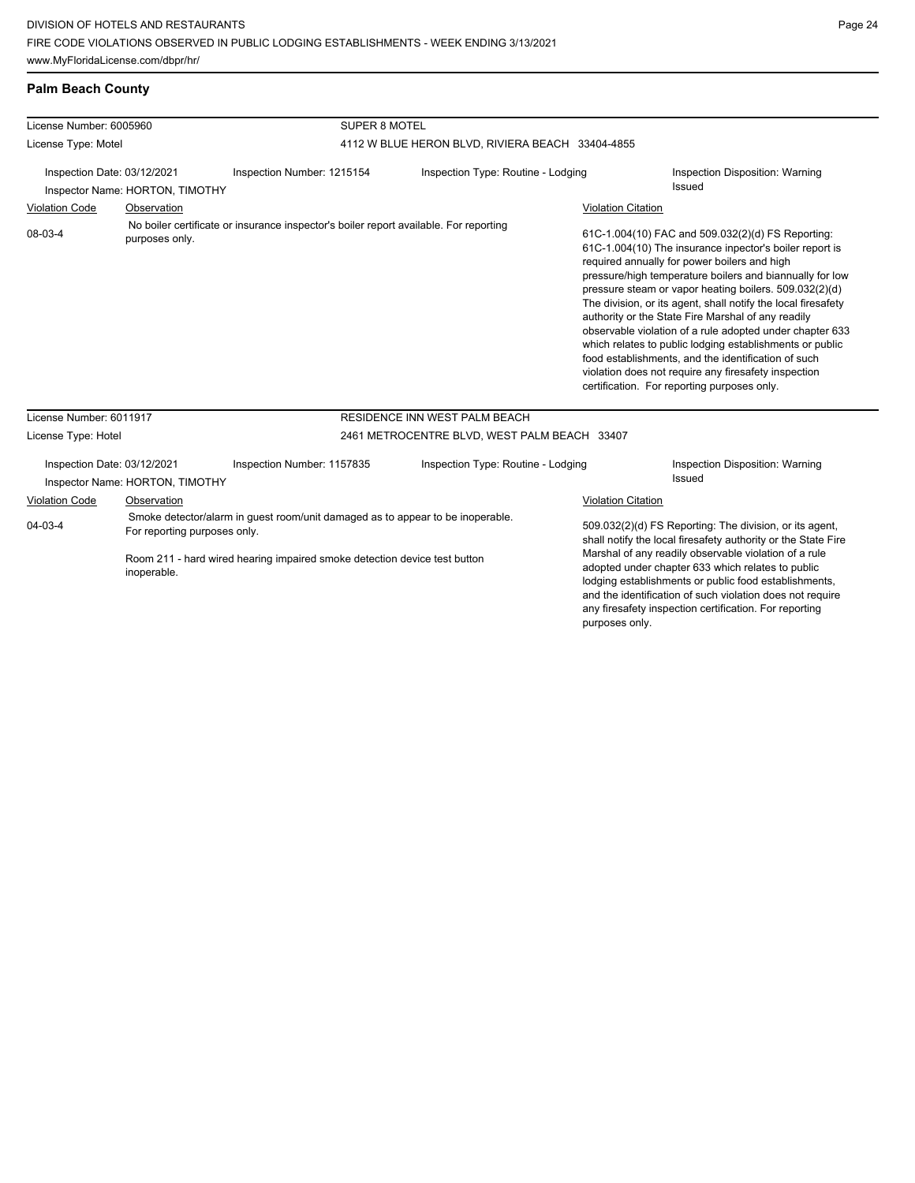## Palm Beach County

**License Number:** 6005960 — **SUPER 8 MOTEL**
**License Type:** Motel — 4112 W BLUE HERON BLVD, RIVIERA BEACH 33404-4855

Inspection Date: 03/12/2021 | Inspection Number: 1215154 | Inspection Type: Routine - Lodging | Inspection Disposition: Warning Issued
Inspector Name: HORTON, TIMOTHY

| Violation Code | Observation | Violation Citation |
| --- | --- | --- |
| 08-03-4 | No boiler certificate or insurance inspector's boiler report available. For reporting purposes only. | 61C-1.004(10) FAC and 509.032(2)(d) FS Reporting: 61C-1.004(10) The insurance inpector's boiler report is required annually for power boilers and high pressure/high temperature boilers and biannually for low pressure steam or vapor heating boilers. 509.032(2)(d) The division, or its agent, shall notify the local firesafety authority or the State Fire Marshal of any readily observable violation of a rule adopted under chapter 633 which relates to public lodging establishments or public food establishments, and the identification of such violation does not require any firesafety inspection certification. For reporting purposes only. |

**License Number:** 6011917 — **RESIDENCE INN WEST PALM BEACH**
**License Type:** Hotel — 2461 METROCENTRE BLVD, WEST PALM BEACH 33407

Inspection Date: 03/12/2021 | Inspection Number: 1157835 | Inspection Type: Routine - Lodging | Inspection Disposition: Warning Issued
Inspector Name: HORTON, TIMOTHY

| Violation Code | Observation | Violation Citation |
| --- | --- | --- |
| 04-03-4 | Smoke detector/alarm in guest room/unit damaged as to appear to be inoperable. For reporting purposes only.<br><br>Room 211 - hard wired hearing impaired smoke detection device test button inoperable. | 509.032(2)(d) FS Reporting: The division, or its agent, shall notify the local firesafety authority or the State Fire Marshal of any readily observable violation of a rule adopted under chapter 633 which relates to public lodging establishments or public food establishments, and the identification of such violation does not require any firesafety inspection certification. For reporting purposes only. |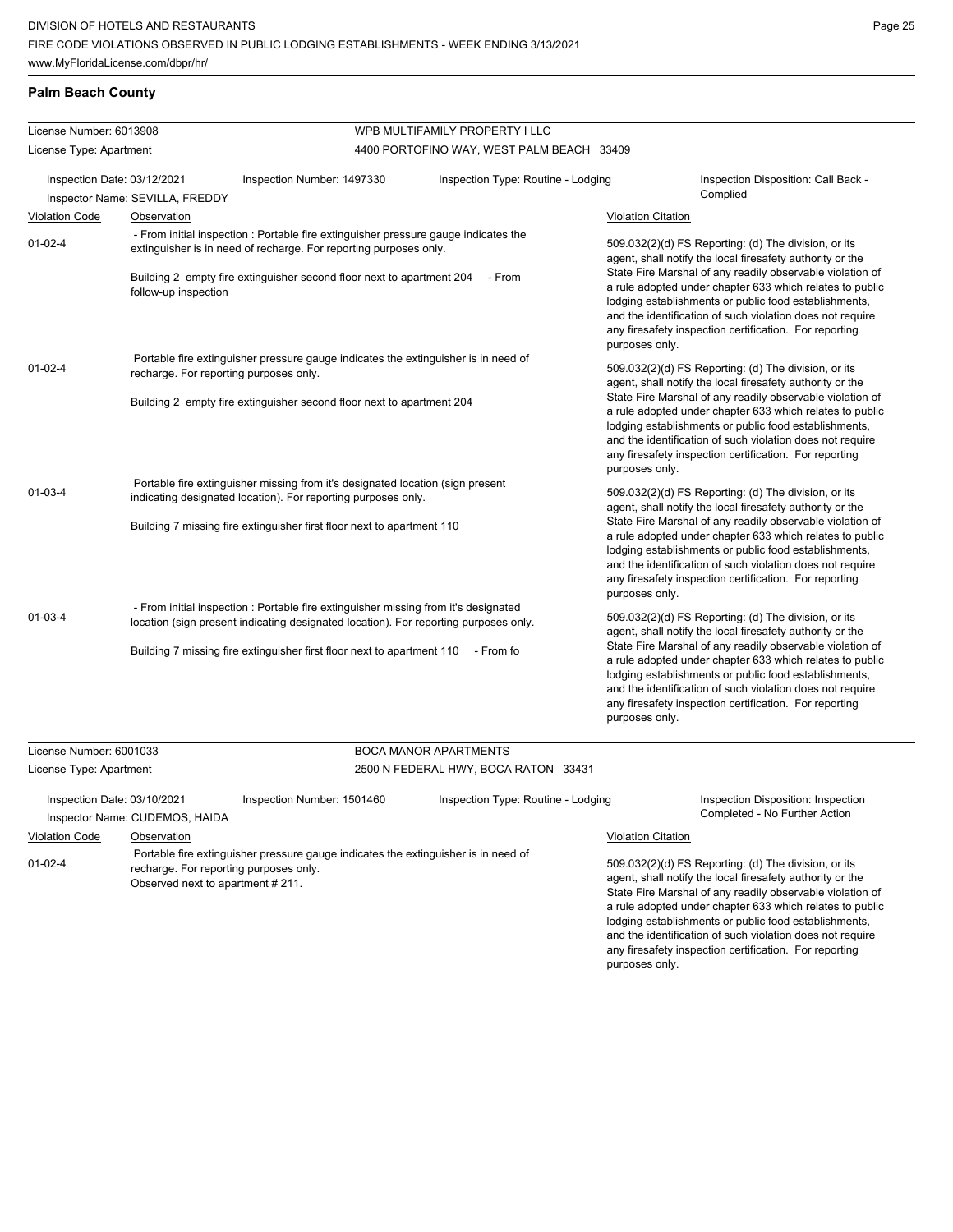## Palm Beach County

**License Number:** 6013908 — **WPB MULTIFAMILY PROPERTY I LLC**
**License Type:** Apartment — 4400 PORTOFINO WAY, WEST PALM BEACH 33409

**Inspection Date:** 03/12/2021 | **Inspection Number:** 1497330 | **Inspection Type:** Routine - Lodging | **Inspection Disposition:** Call Back - Complied
**Inspector Name:** SEVILLA, FREDDY

| Violation Code | Observation | Violation Citation |
|---|---|---|
| 01-02-4 | - From initial inspection : Portable fire extinguisher pressure gauge indicates the extinguisher is in need of recharge. For reporting purposes only. Building 2 empty fire extinguisher second floor next to apartment 204 - From follow-up inspection | 509.032(2)(d) FS Reporting: (d) The division, or its agent, shall notify the local firesafety authority or the State Fire Marshal of any readily observable violation of a rule adopted under chapter 633 which relates to public lodging establishments or public food establishments, and the identification of such violation does not require any firesafety inspection certification. For reporting purposes only. |
| 01-02-4 | Portable fire extinguisher pressure gauge indicates the extinguisher is in need of recharge. For reporting purposes only. Building 2 empty fire extinguisher second floor next to apartment 204 | 509.032(2)(d) FS Reporting: (d) The division, or its agent, shall notify the local firesafety authority or the State Fire Marshal of any readily observable violation of a rule adopted under chapter 633 which relates to public lodging establishments or public food establishments, and the identification of such violation does not require any firesafety inspection certification. For reporting purposes only. |
| 01-03-4 | Portable fire extinguisher missing from it's designated location (sign present indicating designated location). For reporting purposes only. Building 7 missing fire extinguisher first floor next to apartment 110 | 509.032(2)(d) FS Reporting: (d) The division, or its agent, shall notify the local firesafety authority or the State Fire Marshal of any readily observable violation of a rule adopted under chapter 633 which relates to public lodging establishments or public food establishments, and the identification of such violation does not require any firesafety inspection certification. For reporting purposes only. |
| 01-03-4 | - From initial inspection : Portable fire extinguisher missing from it's designated location (sign present indicating designated location). For reporting purposes only. Building 7 missing fire extinguisher first floor next to apartment 110 - From fo | 509.032(2)(d) FS Reporting: (d) The division, or its agent, shall notify the local firesafety authority or the State Fire Marshal of any readily observable violation of a rule adopted under chapter 633 which relates to public lodging establishments or public food establishments, and the identification of such violation does not require any firesafety inspection certification. For reporting purposes only. |

**License Number:** 6001033 — **BOCA MANOR APARTMENTS**
**License Type:** Apartment — 2500 N FEDERAL HWY, BOCA RATON 33431

**Inspection Date:** 03/10/2021 | **Inspection Number:** 1501460 | **Inspection Type:** Routine - Lodging | **Inspection Disposition:** Inspection Completed - No Further Action
**Inspector Name:** CUDEMOS, HAIDA

| Violation Code | Observation | Violation Citation |
|---|---|---|
| 01-02-4 | Portable fire extinguisher pressure gauge indicates the extinguisher is in need of recharge. For reporting purposes only. Observed next to apartment # 211. | 509.032(2)(d) FS Reporting: (d) The division, or its agent, shall notify the local firesafety authority or the State Fire Marshal of any readily observable violation of a rule adopted under chapter 633 which relates to public lodging establishments or public food establishments, and the identification of such violation does not require any firesafety inspection certification. For reporting purposes only. |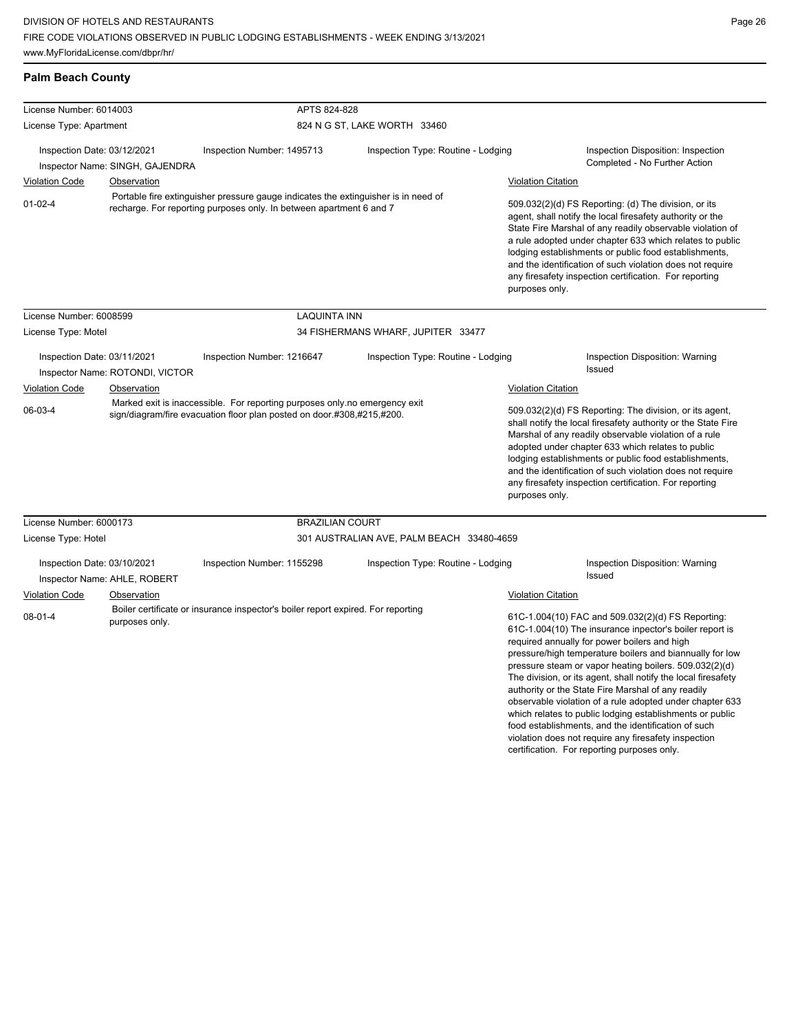DIVISION OF HOTELS AND RESTAURANTS
FIRE CODE VIOLATIONS OBSERVED IN PUBLIC LODGING ESTABLISHMENTS - WEEK ENDING 3/13/2021
www.MyFloridaLicense.com/dbpr/hr/

## Palm Beach County

**License Number:** 6014003 — **APTS 824-828**
**License Type:** Apartment — 824 N G ST, LAKE WORTH 33460

Inspection Date: 03/12/2021 | Inspection Number: 1495713 | Inspection Type: Routine - Lodging | Inspection Disposition: Inspection Completed - No Further Action
Inspector Name: SINGH, GAJENDRA

| Violation Code | Observation | Violation Citation |
| --- | --- | --- |
| 01-02-4 | Portable fire extinguisher pressure gauge indicates the extinguisher is in need of recharge. For reporting purposes only. In between apartment 6 and 7 | 509.032(2)(d) FS Reporting: (d) The division, or its agent, shall notify the local firesafety authority or the State Fire Marshal of any readily observable violation of a rule adopted under chapter 633 which relates to public lodging establishments or public food establishments, and the identification of such violation does not require any firesafety inspection certification. For reporting purposes only. |

**License Number:** 6008599 — **LAQUINTA INN**
**License Type:** Motel — 34 FISHERMANS WHARF, JUPITER 33477

Inspection Date: 03/11/2021 | Inspection Number: 1216647 | Inspection Type: Routine - Lodging | Inspection Disposition: Warning Issued
Inspector Name: ROTONDI, VICTOR

| Violation Code | Observation | Violation Citation |
| --- | --- | --- |
| 06-03-4 | Marked exit is inaccessible. For reporting purposes only.no emergency exit sign/diagram/fire evacuation floor plan posted on door.#308,#215,#200. | 509.032(2)(d) FS Reporting: The division, or its agent, shall notify the local firesafety authority or the State Fire Marshal of any readily observable violation of a rule adopted under chapter 633 which relates to public lodging establishments or public food establishments, and the identification of such violation does not require any firesafety inspection certification. For reporting purposes only. |

**License Number:** 6000173 — **BRAZILIAN COURT**
**License Type:** Hotel — 301 AUSTRALIAN AVE, PALM BEACH 33480-4659

Inspection Date: 03/10/2021 | Inspection Number: 1155298 | Inspection Type: Routine - Lodging | Inspection Disposition: Warning Issued
Inspector Name: AHLE, ROBERT

| Violation Code | Observation | Violation Citation |
| --- | --- | --- |
| 08-01-4 | Boiler certificate or insurance inspector's boiler report expired. For reporting purposes only. | 61C-1.004(10) FAC and 509.032(2)(d) FS Reporting: 61C-1.004(10) The insurance inpector's boiler report is required annually for power boilers and high pressure/high temperature boilers and biannually for low pressure steam or vapor heating boilers. 509.032(2)(d) The division, or its agent, shall notify the local firesafety authority or the State Fire Marshal of any readily observable violation of a rule adopted under chapter 633 which relates to public lodging establishments or public food establishments, and the identification of such violation does not require any firesafety inspection certification. For reporting purposes only. |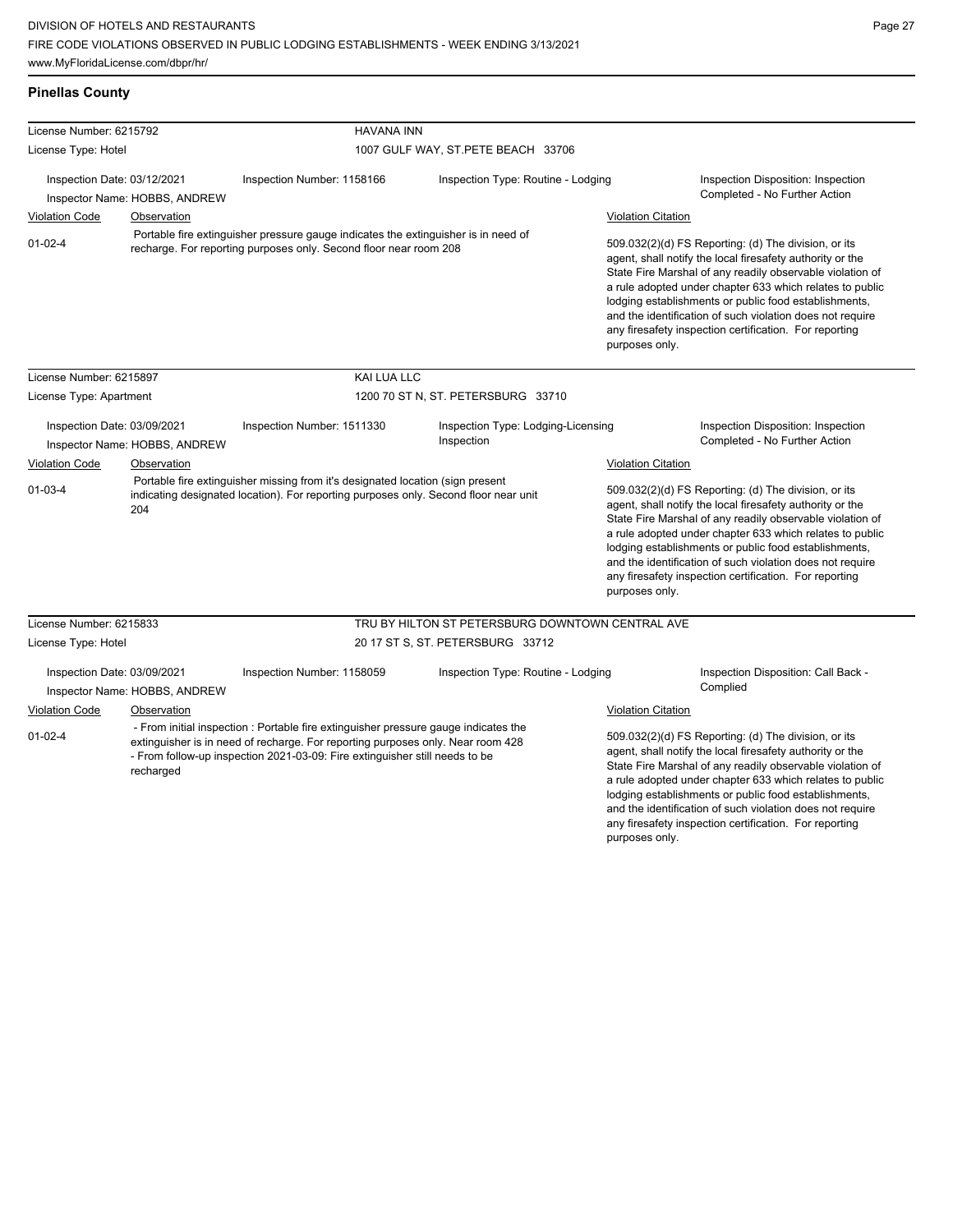## Pinellas County

| License Number: 6215792 | | HAVANA INN | |
|---|---|---|---|
| License Type: Hotel | | 1007 GULF WAY, ST.PETE BEACH 33706 | |
| Inspection Date: 03/12/2021 Inspector Name: HOBBS, ANDREW | Inspection Number: 1158166 | Inspection Type: Routine - Lodging | Inspection Disposition: Inspection Completed - No Further Action |

| Violation Code | Observation | Violation Citation |
|---|---|---|
| 01-02-4 | Portable fire extinguisher pressure gauge indicates the extinguisher is in need of recharge. For reporting purposes only. Second floor near room 208 | 509.032(2)(d) FS Reporting: (d) The division, or its agent, shall notify the local firesafety authority or the State Fire Marshal of any readily observable violation of a rule adopted under chapter 633 which relates to public lodging establishments or public food establishments, and the identification of such violation does not require any firesafety inspection certification. For reporting purposes only. |

| License Number: 6215897 | | KAI LUA LLC | |
|---|---|---|---|
| License Type: Apartment | | 1200 70 ST N, ST. PETERSBURG 33710 | |
| Inspection Date: 03/09/2021 Inspector Name: HOBBS, ANDREW | Inspection Number: 1511330 | Inspection Type: Lodging-Licensing Inspection | Inspection Disposition: Inspection Completed - No Further Action |

| Violation Code | Observation | Violation Citation |
|---|---|---|
| 01-03-4 | Portable fire extinguisher missing from it's designated location (sign present indicating designated location). For reporting purposes only. Second floor near unit 204 | 509.032(2)(d) FS Reporting: (d) The division, or its agent, shall notify the local firesafety authority or the State Fire Marshal of any readily observable violation of a rule adopted under chapter 633 which relates to public lodging establishments or public food establishments, and the identification of such violation does not require any firesafety inspection certification. For reporting purposes only. |

| License Number: 6215833 | | TRU BY HILTON ST PETERSBURG DOWNTOWN CENTRAL AVE | |
|---|---|---|---|
| License Type: Hotel | | 20 17 ST S, ST. PETERSBURG 33712 | |
| Inspection Date: 03/09/2021 Inspector Name: HOBBS, ANDREW | Inspection Number: 1158059 | Inspection Type: Routine - Lodging | Inspection Disposition: Call Back - Complied |

| Violation Code | Observation | Violation Citation |
|---|---|---|
| 01-02-4 | - From initial inspection : Portable fire extinguisher pressure gauge indicates the extinguisher is in need of recharge. For reporting purposes only. Near room 428 - From follow-up inspection 2021-03-09: Fire extinguisher still needs to be recharged | 509.032(2)(d) FS Reporting: (d) The division, or its agent, shall notify the local firesafety authority or the State Fire Marshal of any readily observable violation of a rule adopted under chapter 633 which relates to public lodging establishments or public food establishments, and the identification of such violation does not require any firesafety inspection certification. For reporting purposes only. |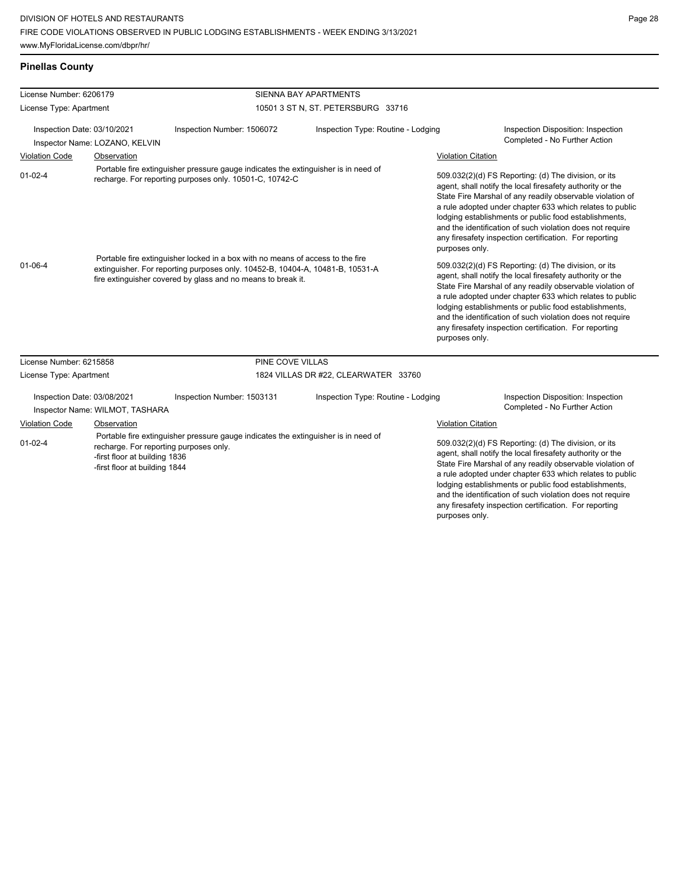DIVISION OF HOTELS AND RESTAURANTS
FIRE CODE VIOLATIONS OBSERVED IN PUBLIC LODGING ESTABLISHMENTS - WEEK ENDING 3/13/2021
www.MyFloridaLicense.com/dbpr/hr/

## Pinellas County

**License Number:** 6206179 — **SIENNA BAY APARTMENTS**
**License Type:** Apartment — 10501 3 ST N, ST. PETERSBURG 33716

Inspection Date: 03/10/2021 | Inspection Number: 1506072 | Inspection Type: Routine - Lodging | Inspection Disposition: Inspection Completed - No Further Action
Inspector Name: LOZANO, KELVIN

| Violation Code | Observation | Violation Citation |
|---|---|---|
| 01-02-4 | Portable fire extinguisher pressure gauge indicates the extinguisher is in need of recharge. For reporting purposes only. 10501-C, 10742-C | 509.032(2)(d) FS Reporting: (d) The division, or its agent, shall notify the local firesafety authority or the State Fire Marshal of any readily observable violation of a rule adopted under chapter 633 which relates to public lodging establishments or public food establishments, and the identification of such violation does not require any firesafety inspection certification. For reporting purposes only. |
| 01-06-4 | Portable fire extinguisher locked in a box with no means of access to the fire extinguisher. For reporting purposes only. 10452-B, 10404-A, 10481-B, 10531-A fire extinguisher covered by glass and no means to break it. | 509.032(2)(d) FS Reporting: (d) The division, or its agent, shall notify the local firesafety authority or the State Fire Marshal of any readily observable violation of a rule adopted under chapter 633 which relates to public lodging establishments or public food establishments, and the identification of such violation does not require any firesafety inspection certification. For reporting purposes only. |

**License Number:** 6215858 — **PINE COVE VILLAS**
**License Type:** Apartment — 1824 VILLAS DR #22, CLEARWATER 33760

Inspection Date: 03/08/2021 | Inspection Number: 1503131 | Inspection Type: Routine - Lodging | Inspection Disposition: Inspection Completed - No Further Action
Inspector Name: WILMOT, TASHARA

| Violation Code | Observation | Violation Citation |
|---|---|---|
| 01-02-4 | Portable fire extinguisher pressure gauge indicates the extinguisher is in need of recharge. For reporting purposes only.<br>-first floor at building 1836<br>-first floor at building 1844 | 509.032(2)(d) FS Reporting: (d) The division, or its agent, shall notify the local firesafety authority or the State Fire Marshal of any readily observable violation of a rule adopted under chapter 633 which relates to public lodging establishments or public food establishments, and the identification of such violation does not require any firesafety inspection certification. For reporting purposes only. |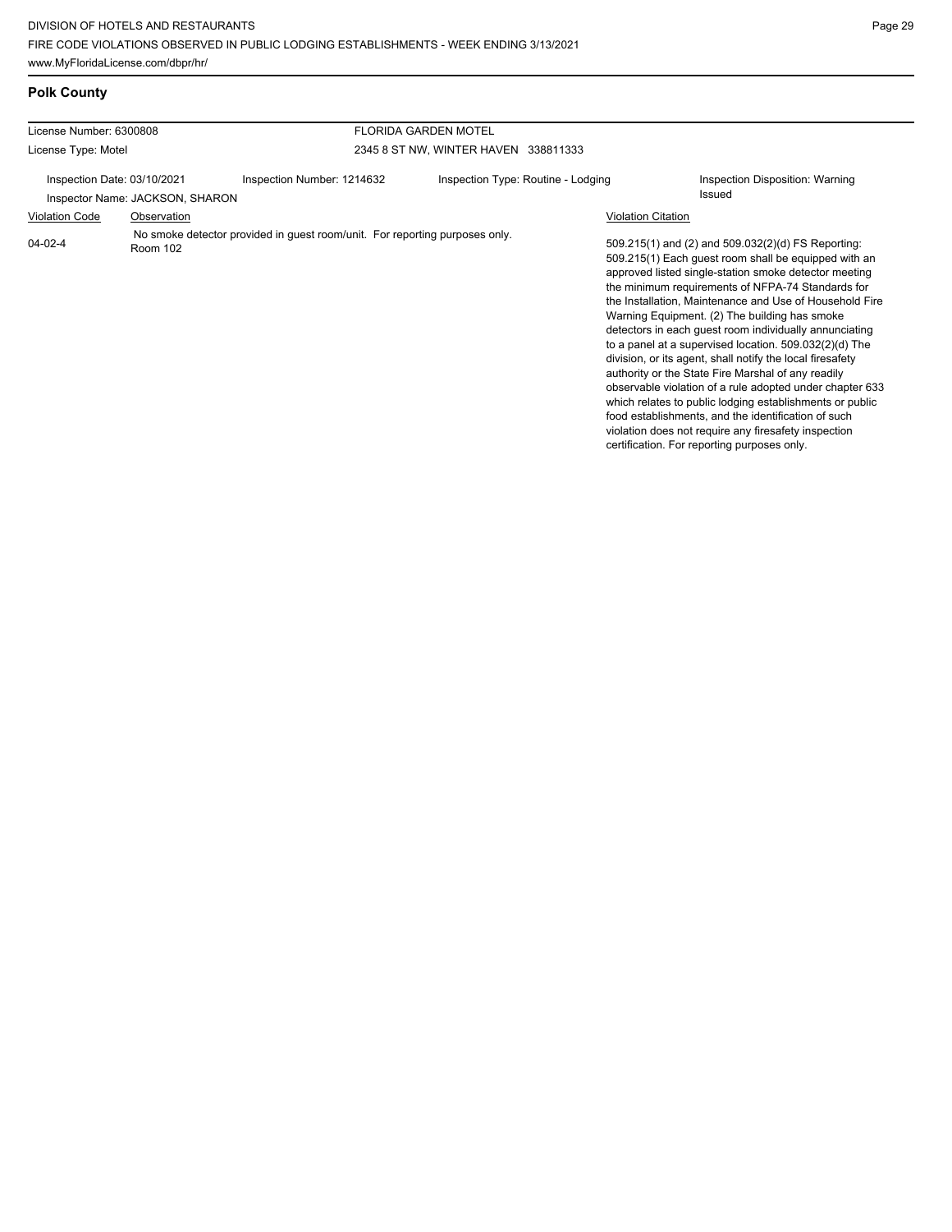## Polk County

| License Number: 6300808 | | FLORIDA GARDEN MOTEL | |
|---|---|---|---|
| License Type: Motel | | 2345 8 ST NW, WINTER HAVEN 338811333 | |
| Inspection Date: 03/10/2021 | Inspection Number: 1214632 | Inspection Type: Routine - Lodging | Inspection Disposition: Warning Issued |
| Inspector Name: JACKSON, SHARON | | | |

| Violation Code | Observation | Violation Citation |
|---|---|---|
| 04-02-4 | No smoke detector provided in guest room/unit. For reporting purposes only. Room 102 | 509.215(1) and (2) and 509.032(2)(d) FS Reporting: 509.215(1) Each guest room shall be equipped with an approved listed single-station smoke detector meeting the minimum requirements of NFPA-74 Standards for the Installation, Maintenance and Use of Household Fire Warning Equipment. (2) The building has smoke detectors in each guest room individually annunciating to a panel at a supervised location. 509.032(2)(d) The division, or its agent, shall notify the local firesafety authority or the State Fire Marshal of any readily observable violation of a rule adopted under chapter 633 which relates to public lodging establishments or public food establishments, and the identification of such violation does not require any firesafety inspection certification. For reporting purposes only. |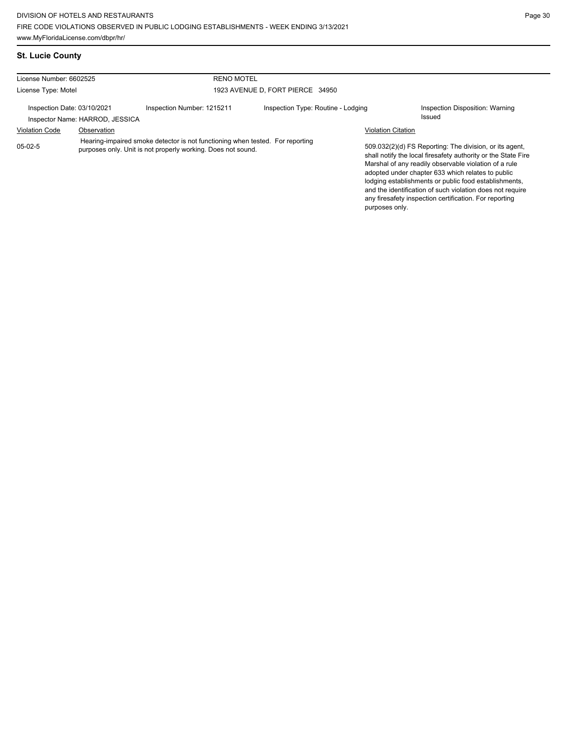## St. Lucie County

| License Number: 6602525 | | RENO MOTEL | |
|---|---|---|---|
| License Type: Motel | | 1923 AVENUE D, FORT PIERCE 34950 | |
| Inspection Date: 03/10/2021 | Inspection Number: 1215211 | Inspection Type: Routine - Lodging | Inspection Disposition: Warning Issued |
| Inspector Name: HARROD, JESSICA | | | |

| Violation Code | Observation | Violation Citation |
|---|---|---|
| 05-02-5 | Hearing-impaired smoke detector is not functioning when tested. For reporting purposes only. Unit is not properly working. Does not sound. | 509.032(2)(d) FS Reporting: The division, or its agent, shall notify the local firesafety authority or the State Fire Marshal of any readily observable violation of a rule adopted under chapter 633 which relates to public lodging establishments or public food establishments, and the identification of such violation does not require any firesafety inspection certification. For reporting purposes only. |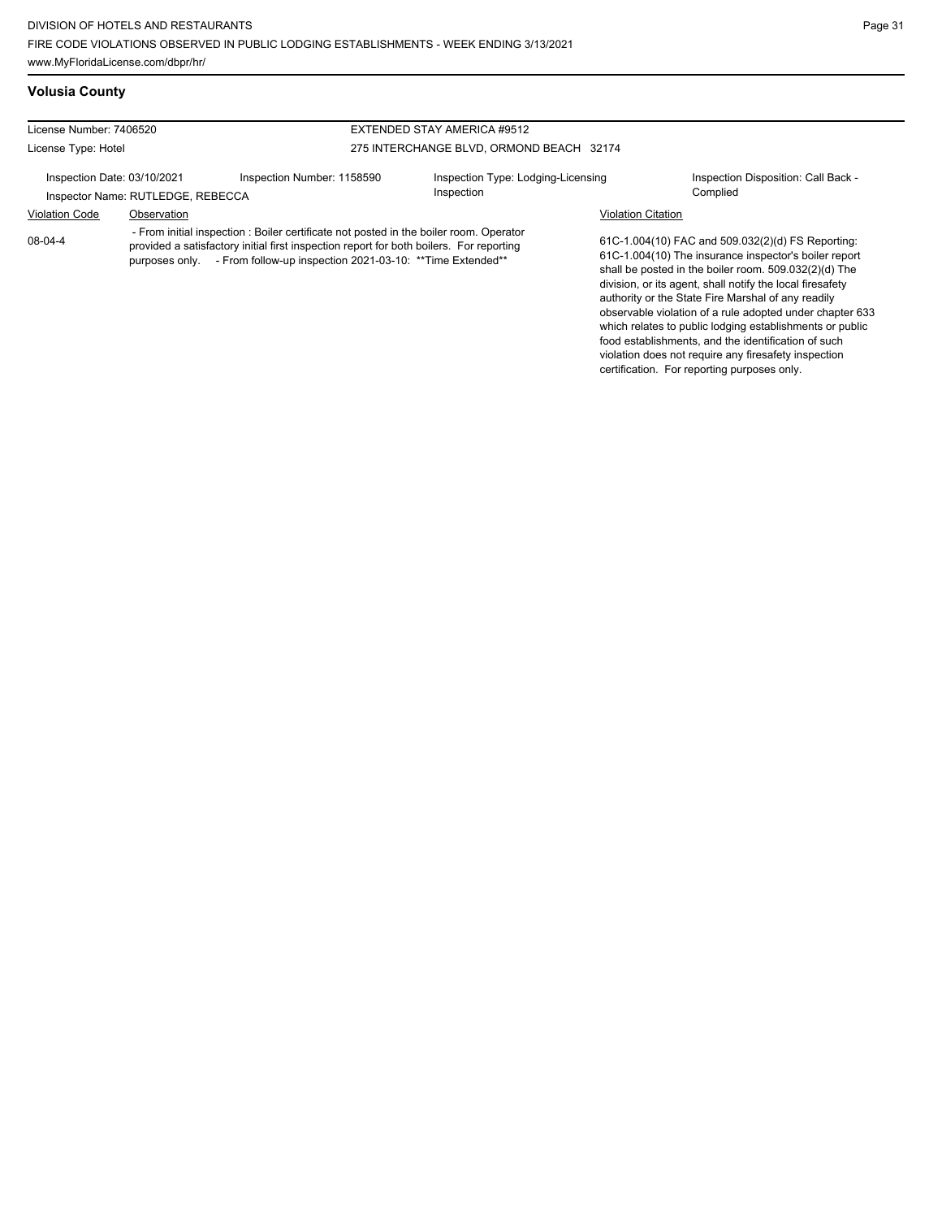## Volusia County

| License Number: 7406520 | | EXTENDED STAY AMERICA #9512 | |
|---|---|---|---|
| License Type: Hotel | | 275 INTERCHANGE BLVD, ORMOND BEACH 32174 | |
| Inspection Date: 03/10/2021 | Inspection Number: 1158590 | Inspection Type: Lodging-Licensing Inspection | Inspection Disposition: Call Back - Complied |
| Inspector Name: RUTLEDGE, REBECCA | | | |

| Violation Code | Observation | Violation Citation |
|---|---|---|
| 08-04-4 | - From initial inspection : Boiler certificate not posted in the boiler room. Operator provided a satisfactory initial first inspection report for both boilers. For reporting purposes only. - From follow-up inspection 2021-03-10: **Time Extended** | 61C-1.004(10) FAC and 509.032(2)(d) FS Reporting: 61C-1.004(10) The insurance inspector's boiler report shall be posted in the boiler room. 509.032(2)(d) The division, or its agent, shall notify the local firesafety authority or the State Fire Marshal of any readily observable violation of a rule adopted under chapter 633 which relates to public lodging establishments or public food establishments, and the identification of such violation does not require any firesafety inspection certification. For reporting purposes only. |